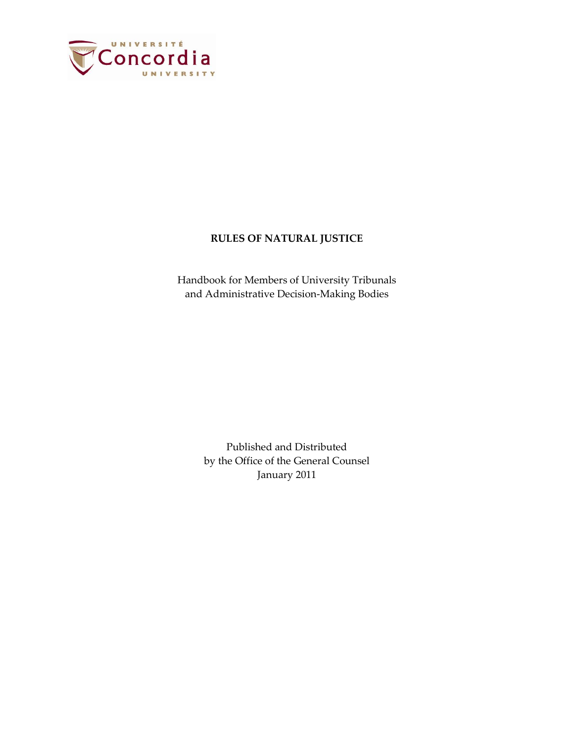UNIVERSITÉ Concordia UNIVERSITY

# RULES OF NATURAL JUSTICE

Handbook for Members of University Tribunals
and Administrative Decision-Making Bodies

Published and Distributed
by the Office of the General Counsel
January 2011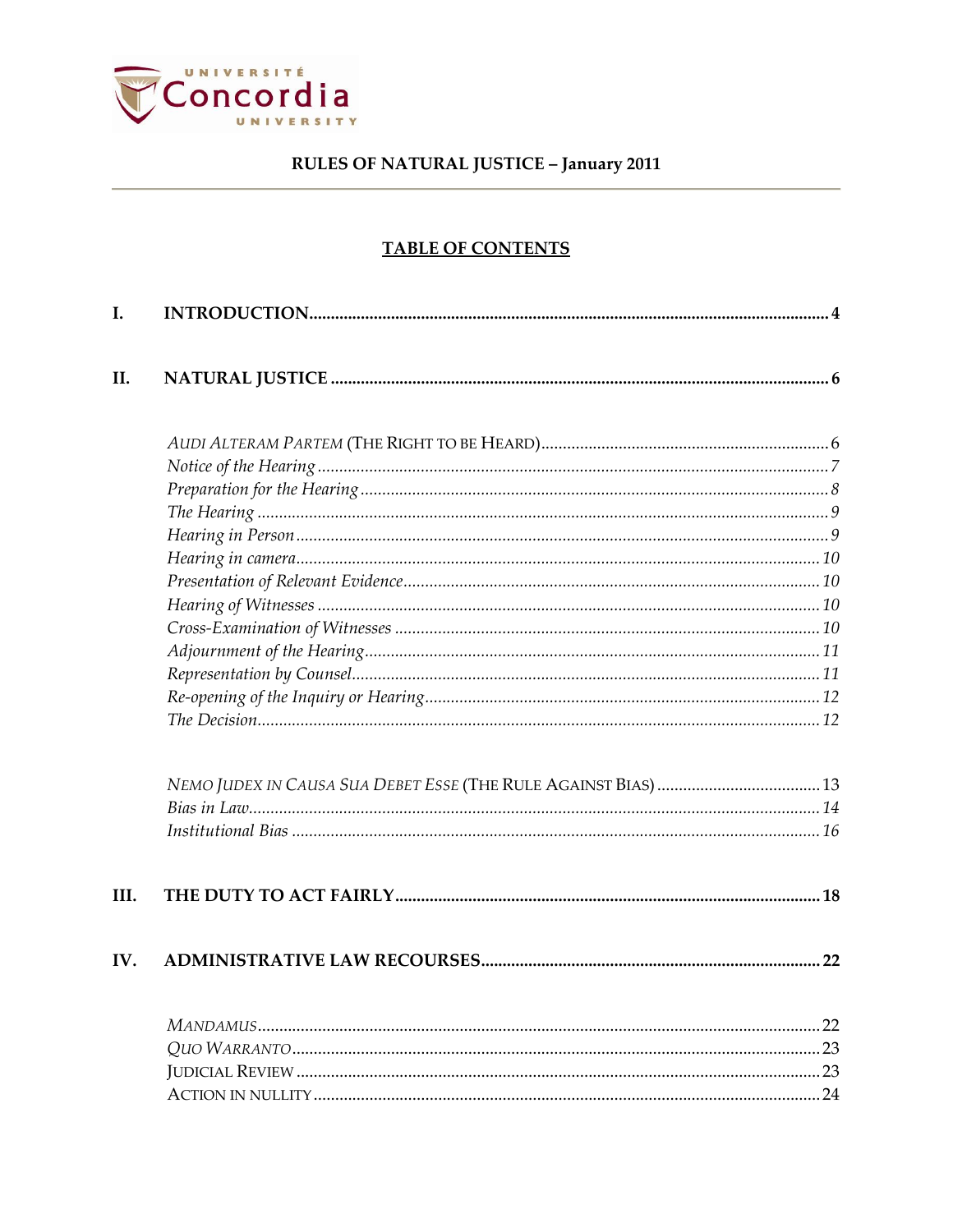RULES OF NATURAL JUSTICE – January 2011

## TABLE OF CONTENTS

**I. INTRODUCTION** .......... 4

**II. NATURAL JUSTICE** .......... 6

*AUDI ALTERAM PARTEM* (THE RIGHT TO BE HEARD) .......... 6
*Notice of the Hearing* .......... 7
*Preparation for the Hearing* .......... 8
*The Hearing* .......... 9
*Hearing in Person* .......... 9
*Hearing in camera* .......... 10
*Presentation of Relevant Evidence* .......... 10
*Hearing of Witnesses* .......... 10
*Cross-Examination of Witnesses* .......... 10
*Adjournment of the Hearing* .......... 11
*Representation by Counsel* .......... 11
*Re-opening of the Inquiry or Hearing* .......... 12
*The Decision* .......... 12

*NEMO JUDEX IN CAUSA SUA DEBET ESSE* (THE RULE AGAINST BIAS) .......... 13
*Bias in Law* .......... 14
*Institutional Bias* .......... 16

**III. THE DUTY TO ACT FAIRLY** .......... 18

**IV. ADMINISTRATIVE LAW RECOURSES** .......... 22

*MANDAMUS* .......... 22
*QUO WARRANTO* .......... 23
JUDICIAL REVIEW .......... 23
ACTION IN NULLITY .......... 24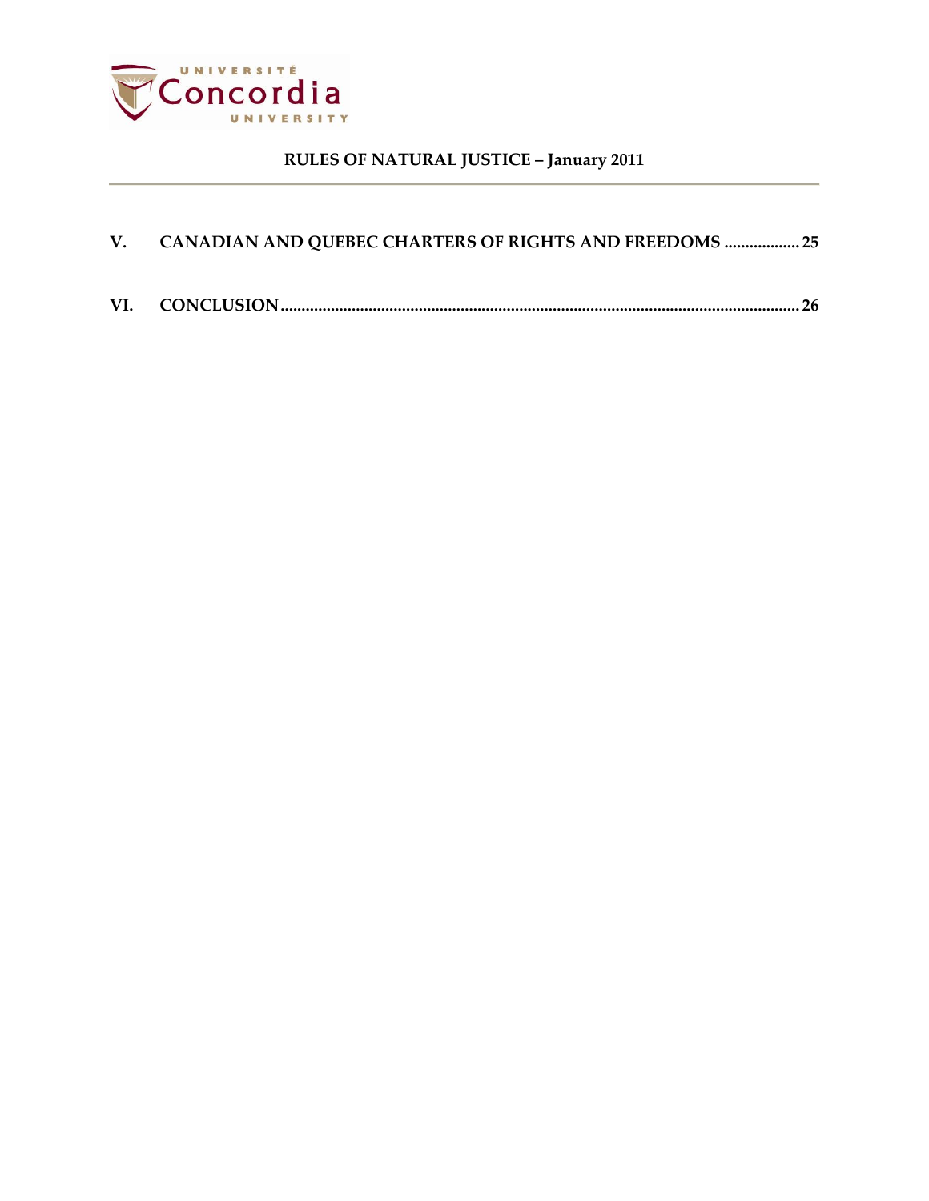V. CANADIAN AND QUEBEC CHARTERS OF RIGHTS AND FREEDOMS .................. 25

VI. CONCLUSION .......................................................................................................................... 26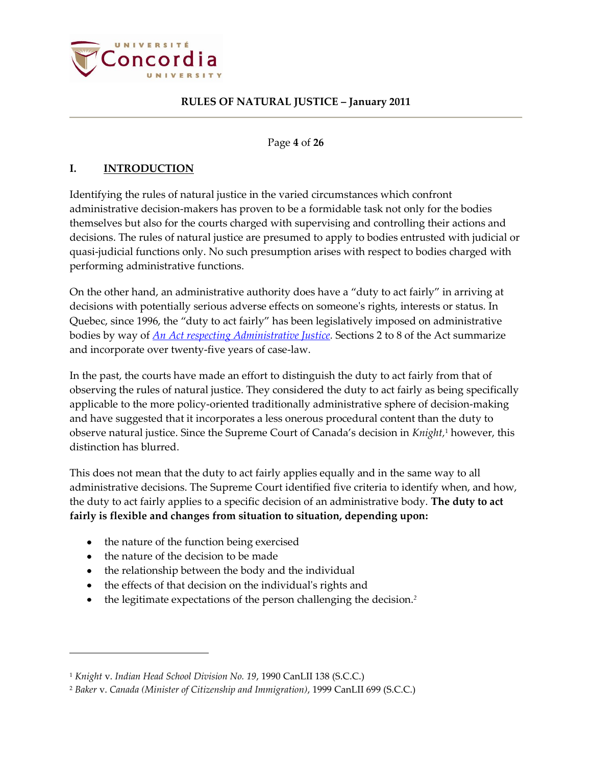## I. INTRODUCTION

Identifying the rules of natural justice in the varied circumstances which confront administrative decision-makers has proven to be a formidable task not only for the bodies themselves but also for the courts charged with supervising and controlling their actions and decisions. The rules of natural justice are presumed to apply to bodies entrusted with judicial or quasi-judicial functions only. No such presumption arises with respect to bodies charged with performing administrative functions.

On the other hand, an administrative authority does have a "duty to act fairly" in arriving at decisions with potentially serious adverse effects on someone's rights, interests or status. In Quebec, since 1996, the "duty to act fairly" has been legislatively imposed on administrative bodies by way of *An Act respecting Administrative Justice*. Sections 2 to 8 of the Act summarize and incorporate over twenty-five years of case-law.

In the past, the courts have made an effort to distinguish the duty to act fairly from that of observing the rules of natural justice. They considered the duty to act fairly as being specifically applicable to the more policy-oriented traditionally administrative sphere of decision-making and have suggested that it incorporates a less onerous procedural content than the duty to observe natural justice. Since the Supreme Court of Canada's decision in *Knight*,[1] however, this distinction has blurred.

This does not mean that the duty to act fairly applies equally and in the same way to all administrative decisions. The Supreme Court identified five criteria to identify when, and how, the duty to act fairly applies to a specific decision of an administrative body. **The duty to act fairly is flexible and changes from situation to situation, depending upon:**

- the nature of the function being exercised
- the nature of the decision to be made
- the relationship between the body and the individual
- the effects of that decision on the individual's rights and
- the legitimate expectations of the person challenging the decision.[2]

---

[1] *Knight* v. *Indian Head School Division No. 19*, 1990 CanLII 138 (S.C.C.)

[2] *Baker* v. *Canada (Minister of Citizenship and Immigration)*, 1999 CanLII 699 (S.C.C.)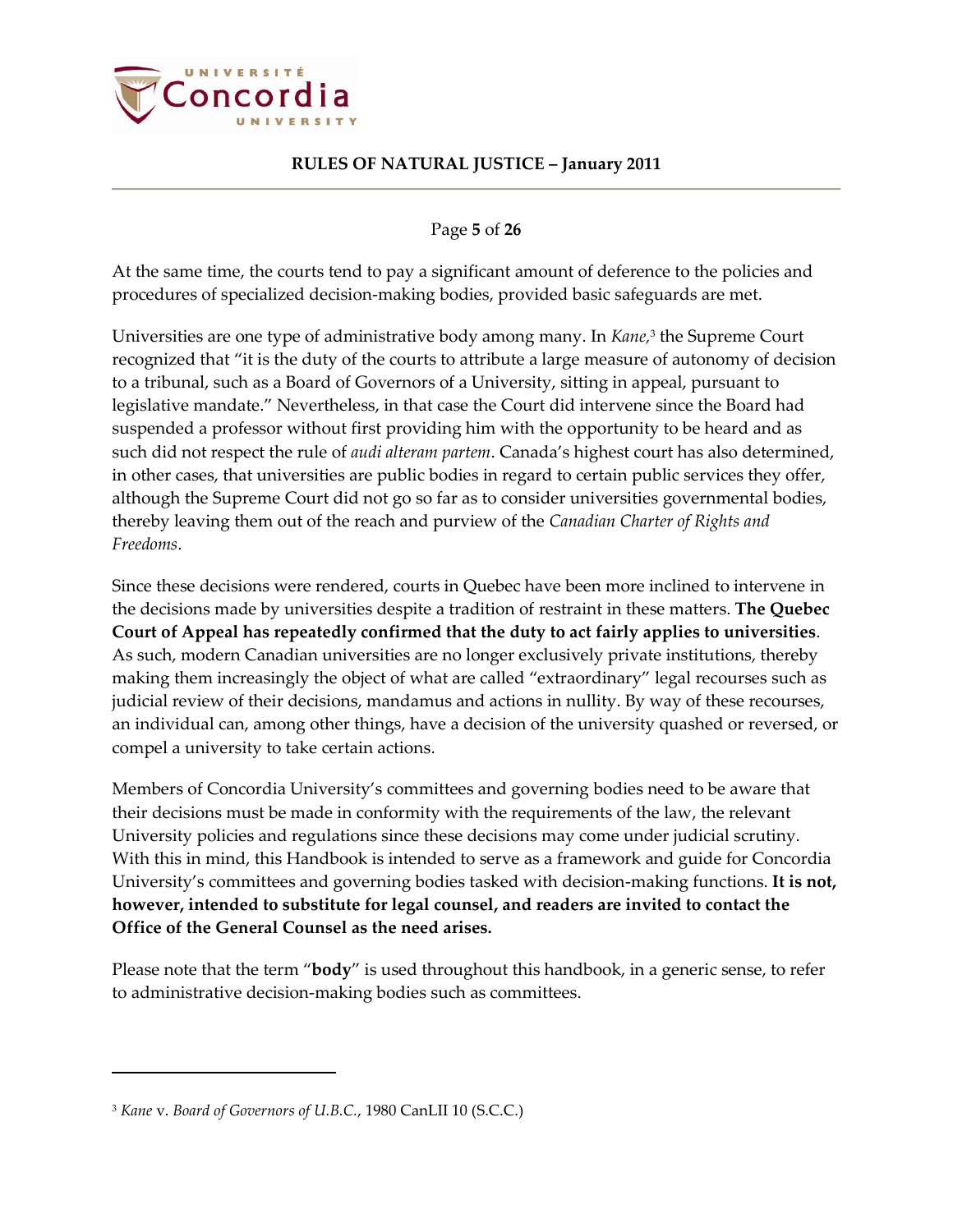At the same time, the courts tend to pay a significant amount of deference to the policies and procedures of specialized decision-making bodies, provided basic safeguards are met.

Universities are one type of administrative body among many. In *Kane*,[3] the Supreme Court recognized that "it is the duty of the courts to attribute a large measure of autonomy of decision to a tribunal, such as a Board of Governors of a University, sitting in appeal, pursuant to legislative mandate." Nevertheless, in that case the Court did intervene since the Board had suspended a professor without first providing him with the opportunity to be heard and as such did not respect the rule of *audi alteram partem*. Canada's highest court has also determined, in other cases, that universities are public bodies in regard to certain public services they offer, although the Supreme Court did not go so far as to consider universities governmental bodies, thereby leaving them out of the reach and purview of the *Canadian Charter of Rights and Freedoms*.

Since these decisions were rendered, courts in Quebec have been more inclined to intervene in the decisions made by universities despite a tradition of restraint in these matters. **The Quebec Court of Appeal has repeatedly confirmed that the duty to act fairly applies to universities**. As such, modern Canadian universities are no longer exclusively private institutions, thereby making them increasingly the object of what are called "extraordinary" legal recourses such as judicial review of their decisions, mandamus and actions in nullity. By way of these recourses, an individual can, among other things, have a decision of the university quashed or reversed, or compel a university to take certain actions.

Members of Concordia University's committees and governing bodies need to be aware that their decisions must be made in conformity with the requirements of the law, the relevant University policies and regulations since these decisions may come under judicial scrutiny. With this in mind, this Handbook is intended to serve as a framework and guide for Concordia University's committees and governing bodies tasked with decision-making functions. **It is not, however, intended to substitute for legal counsel, and readers are invited to contact the Office of the General Counsel as the need arises.**

Please note that the term "**body**" is used throughout this handbook, in a generic sense, to refer to administrative decision-making bodies such as committees.

---

[3] *Kane* v. *Board of Governors of U.B.C.*, 1980 CanLII 10 (S.C.C.)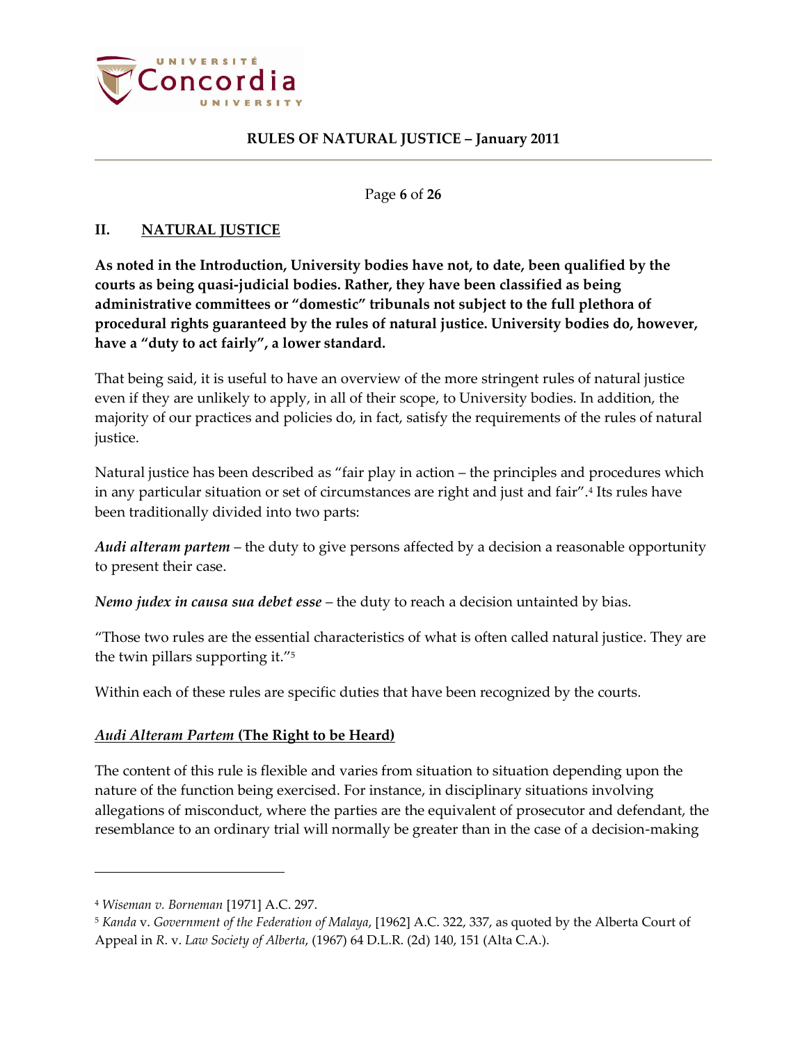## II. NATURAL JUSTICE

**As noted in the Introduction, University bodies have not, to date, been qualified by the courts as being quasi-judicial bodies. Rather, they have been classified as being administrative committees or "domestic" tribunals not subject to the full plethora of procedural rights guaranteed by the rules of natural justice. University bodies do, however, have a "duty to act fairly", a lower standard.**

That being said, it is useful to have an overview of the more stringent rules of natural justice even if they are unlikely to apply, in all of their scope, to University bodies. In addition, the majority of our practices and policies do, in fact, satisfy the requirements of the rules of natural justice.

Natural justice has been described as "fair play in action – the principles and procedures which in any particular situation or set of circumstances are right and just and fair".[4] Its rules have been traditionally divided into two parts:

***Audi alteram partem*** – the duty to give persons affected by a decision a reasonable opportunity to present their case.

***Nemo judex in causa sua debet esse*** – the duty to reach a decision untainted by bias.

"Those two rules are the essential characteristics of what is often called natural justice. They are the twin pillars supporting it."[5]

Within each of these rules are specific duties that have been recognized by the courts.

### *Audi Alteram Partem* (The Right to be Heard)

The content of this rule is flexible and varies from situation to situation depending upon the nature of the function being exercised. For instance, in disciplinary situations involving allegations of misconduct, where the parties are the equivalent of prosecutor and defendant, the resemblance to an ordinary trial will normally be greater than in the case of a decision-making

---

[4] *Wiseman v. Borneman* [1971] A.C. 297.

[5] *Kanda* v. *Government of the Federation of Malaya*, [1962] A.C. 322, 337, as quoted by the Alberta Court of Appeal in *R.* v. *Law Society of Alberta*, (1967) 64 D.L.R. (2d) 140, 151 (Alta C.A.).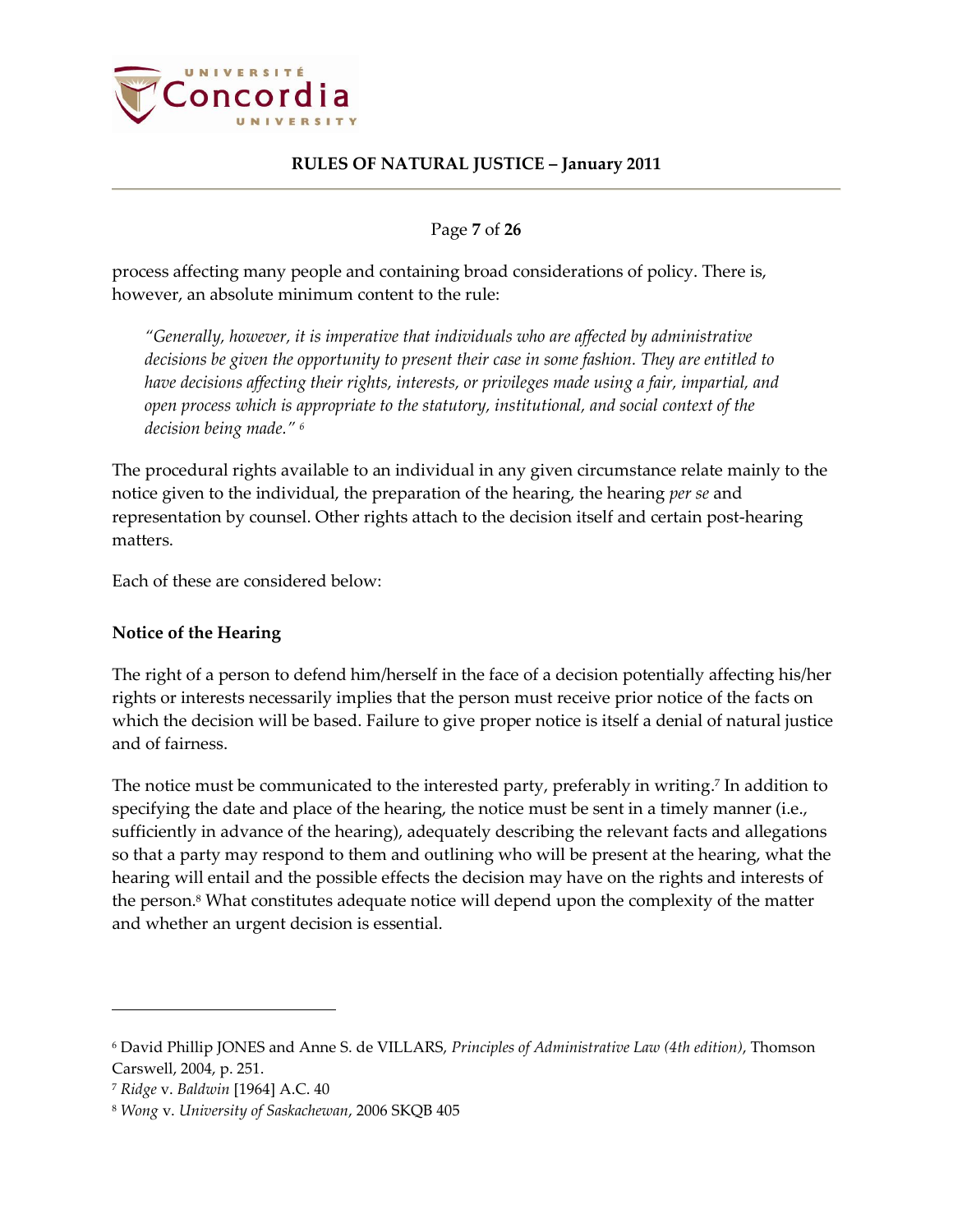process affecting many people and containing broad considerations of policy. There is, however, an absolute minimum content to the rule:

> *"Generally, however, it is imperative that individuals who are affected by administrative decisions be given the opportunity to present their case in some fashion. They are entitled to have decisions affecting their rights, interests, or privileges made using a fair, impartial, and open process which is appropriate to the statutory, institutional, and social context of the decision being made."* [6]

The procedural rights available to an individual in any given circumstance relate mainly to the notice given to the individual, the preparation of the hearing, the hearing *per se* and representation by counsel. Other rights attach to the decision itself and certain post-hearing matters.

Each of these are considered below:

**Notice of the Hearing**

The right of a person to defend him/herself in the face of a decision potentially affecting his/her rights or interests necessarily implies that the person must receive prior notice of the facts on which the decision will be based. Failure to give proper notice is itself a denial of natural justice and of fairness.

The notice must be communicated to the interested party, preferably in writing.[7] In addition to specifying the date and place of the hearing, the notice must be sent in a timely manner (i.e., sufficiently in advance of the hearing), adequately describing the relevant facts and allegations so that a party may respond to them and outlining who will be present at the hearing, what the hearing will entail and the possible effects the decision may have on the rights and interests of the person.[8] What constitutes adequate notice will depend upon the complexity of the matter and whether an urgent decision is essential.

---

[6] David Phillip JONES and Anne S. de VILLARS, *Principles of Administrative Law (4th edition)*, Thomson Carswell, 2004, p. 251.

[7] *Ridge* v. *Baldwin* [1964] A.C. 40

[8] *Wong* v. *University of Saskachewan*, 2006 SKQB 405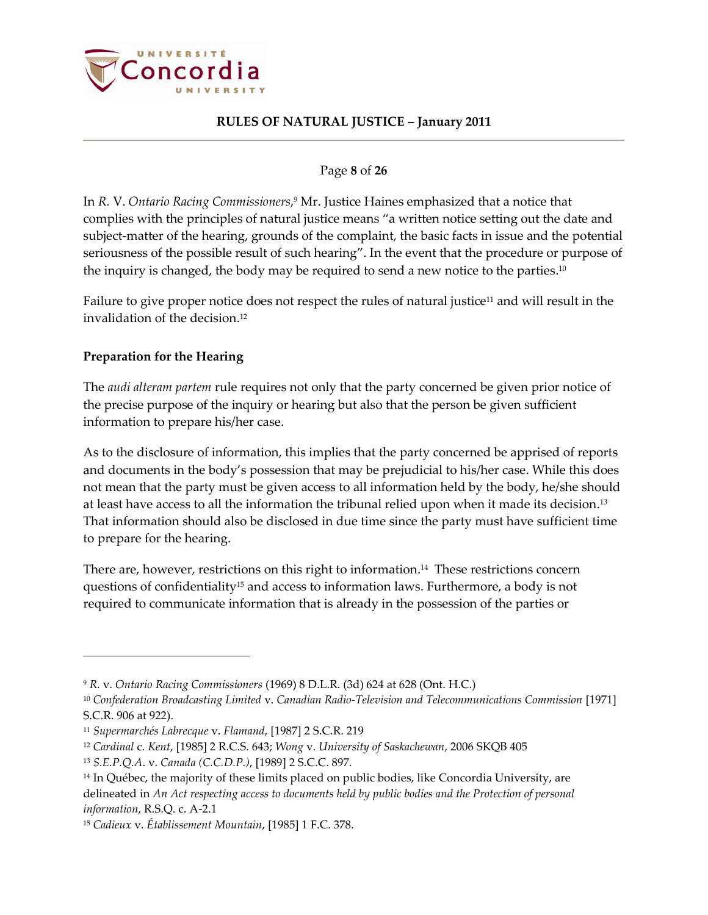In *R.* V. *Ontario Racing Commissioners*,[9] Mr. Justice Haines emphasized that a notice that complies with the principles of natural justice means "a written notice setting out the date and subject-matter of the hearing, grounds of the complaint, the basic facts in issue and the potential seriousness of the possible result of such hearing". In the event that the procedure or purpose of the inquiry is changed, the body may be required to send a new notice to the parties.[10]

Failure to give proper notice does not respect the rules of natural justice[11] and will result in the invalidation of the decision.[12]

**Preparation for the Hearing**

The *audi alteram partem* rule requires not only that the party concerned be given prior notice of the precise purpose of the inquiry or hearing but also that the person be given sufficient information to prepare his/her case.

As to the disclosure of information, this implies that the party concerned be apprised of reports and documents in the body's possession that may be prejudicial to his/her case. While this does not mean that the party must be given access to all information held by the body, he/she should at least have access to all the information the tribunal relied upon when it made its decision.[13] That information should also be disclosed in due time since the party must have sufficient time to prepare for the hearing.

There are, however, restrictions on this right to information.[14] These restrictions concern questions of confidentiality[15] and access to information laws. Furthermore, a body is not required to communicate information that is already in the possession of the parties or

---

[9] *R.* v. *Ontario Racing Commissioners* (1969) 8 D.L.R. (3d) 624 at 628 (Ont. H.C.)

[10] *Confederation Broadcasting Limited* v. *Canadian Radio-Television and Telecommunications Commission* [1971] S.C.R. 906 at 922).

[11] *Supermarchés Labrecque* v. *Flamand*, [1987] 2 S.C.R. 219

[12] *Cardinal* c. *Kent*, [1985] 2 R.C.S. 643; *Wong* v. *University of Saskatchewan*, 2006 SKQB 405

[13] *S.E.P.Q.A.* v. *Canada (C.C.D.P.)*, [1989] 2 S.C.C. 897.

[14] In Québec, the majority of these limits placed on public bodies, like Concordia University, are delineated in *An Act respecting access to documents held by public bodies and the Protection of personal information*, R.S.Q. c. A-2.1

[15] *Cadieux* v. *Établissement Mountain*, [1985] 1 F.C. 378.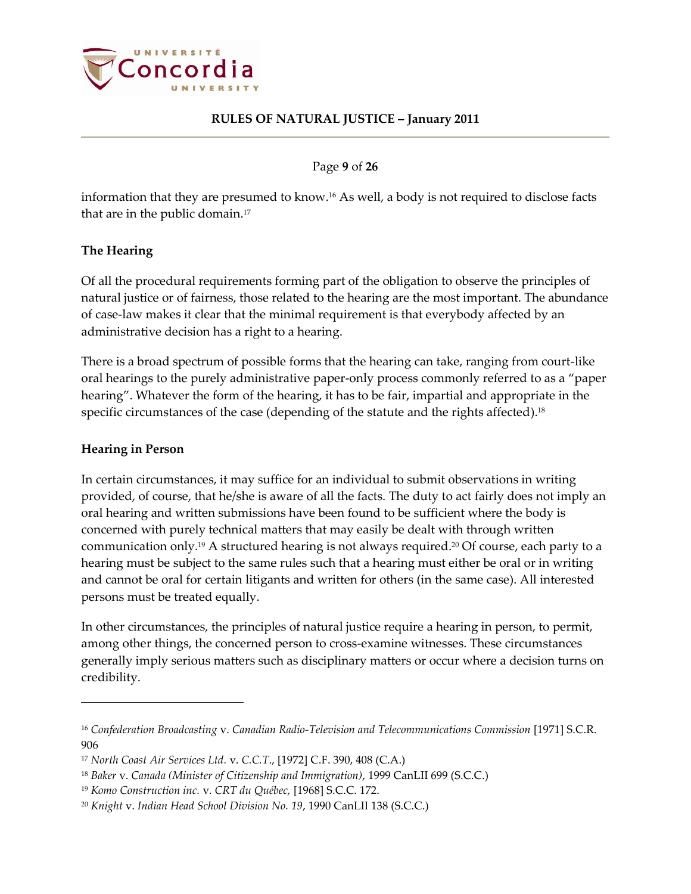information that they are presumed to know.[16] As well, a body is not required to disclose facts that are in the public domain.[17]

### The Hearing

Of all the procedural requirements forming part of the obligation to observe the principles of natural justice or of fairness, those related to the hearing are the most important. The abundance of case-law makes it clear that the minimal requirement is that everybody affected by an administrative decision has a right to a hearing.

There is a broad spectrum of possible forms that the hearing can take, ranging from court-like oral hearings to the purely administrative paper-only process commonly referred to as a "paper hearing". Whatever the form of the hearing, it has to be fair, impartial and appropriate in the specific circumstances of the case (depending of the statute and the rights affected).[18]

### Hearing in Person

In certain circumstances, it may suffice for an individual to submit observations in writing provided, of course, that he/she is aware of all the facts. The duty to act fairly does not imply an oral hearing and written submissions have been found to be sufficient where the body is concerned with purely technical matters that may easily be dealt with through written communication only.[19] A structured hearing is not always required.[20] Of course, each party to a hearing must be subject to the same rules such that a hearing must either be oral or in writing and cannot be oral for certain litigants and written for others (in the same case). All interested persons must be treated equally.

In other circumstances, the principles of natural justice require a hearing in person, to permit, among other things, the concerned person to cross-examine witnesses. These circumstances generally imply serious matters such as disciplinary matters or occur where a decision turns on credibility.

---

[16] *Confederation Broadcasting* v. *Canadian Radio-Television and Telecommunications Commission* [1971] S.C.R. 906

[17] *North Coast Air Services Ltd.* v. *C.C.T.*, [1972] C.F. 390, 408 (C.A.)

[18] *Baker* v. *Canada (Minister of Citizenship and Immigration)*, 1999 CanLII 699 (S.C.C.)

[19] *Komo Construction inc.* v. *CRT du Québec,* [1968] S.C.C. 172.

[20] *Knight* v. *Indian Head School Division No. 19*, 1990 CanLII 138 (S.C.C.)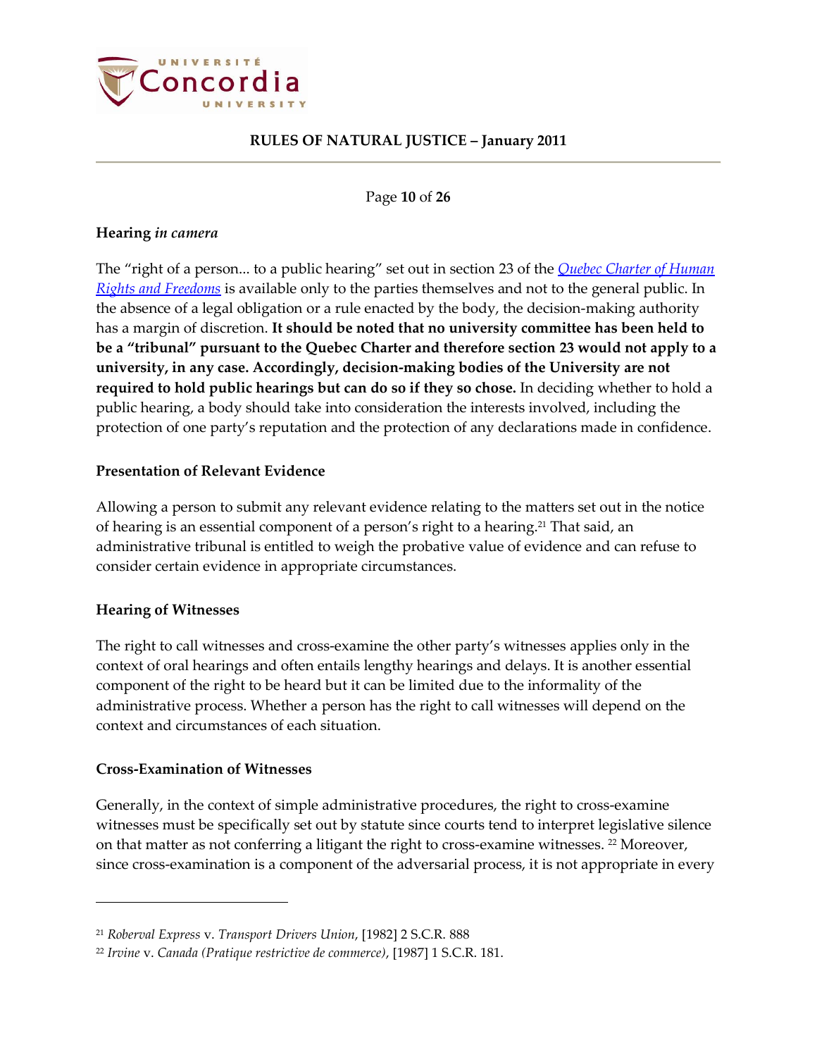### Hearing *in camera*

The "right of a person... to a public hearing" set out in section 23 of the [*Quebec Charter of Human Rights and Freedoms*]() is available only to the parties themselves and not to the general public. In the absence of a legal obligation or a rule enacted by the body, the decision-making authority has a margin of discretion. **It should be noted that no university committee has been held to be a "tribunal" pursuant to the Quebec Charter and therefore section 23 would not apply to a university, in any case. Accordingly, decision-making bodies of the University are not required to hold public hearings but can do so if they so chose.** In deciding whether to hold a public hearing, a body should take into consideration the interests involved, including the protection of one party's reputation and the protection of any declarations made in confidence.

### Presentation of Relevant Evidence

Allowing a person to submit any relevant evidence relating to the matters set out in the notice of hearing is an essential component of a person's right to a hearing.[21] That said, an administrative tribunal is entitled to weigh the probative value of evidence and can refuse to consider certain evidence in appropriate circumstances.

### Hearing of Witnesses

The right to call witnesses and cross-examine the other party's witnesses applies only in the context of oral hearings and often entails lengthy hearings and delays. It is another essential component of the right to be heard but it can be limited due to the informality of the administrative process. Whether a person has the right to call witnesses will depend on the context and circumstances of each situation.

### Cross-Examination of Witnesses

Generally, in the context of simple administrative procedures, the right to cross-examine witnesses must be specifically set out by statute since courts tend to interpret legislative silence on that matter as not conferring a litigant the right to cross-examine witnesses. [22] Moreover, since cross-examination is a component of the adversarial process, it is not appropriate in every

---

[21] *Roberval Express* v. *Transport Drivers Union*, [1982] 2 S.C.R. 888

[22] *Irvine* v. *Canada (Pratique restrictive de commerce)*, [1987] 1 S.C.R. 181.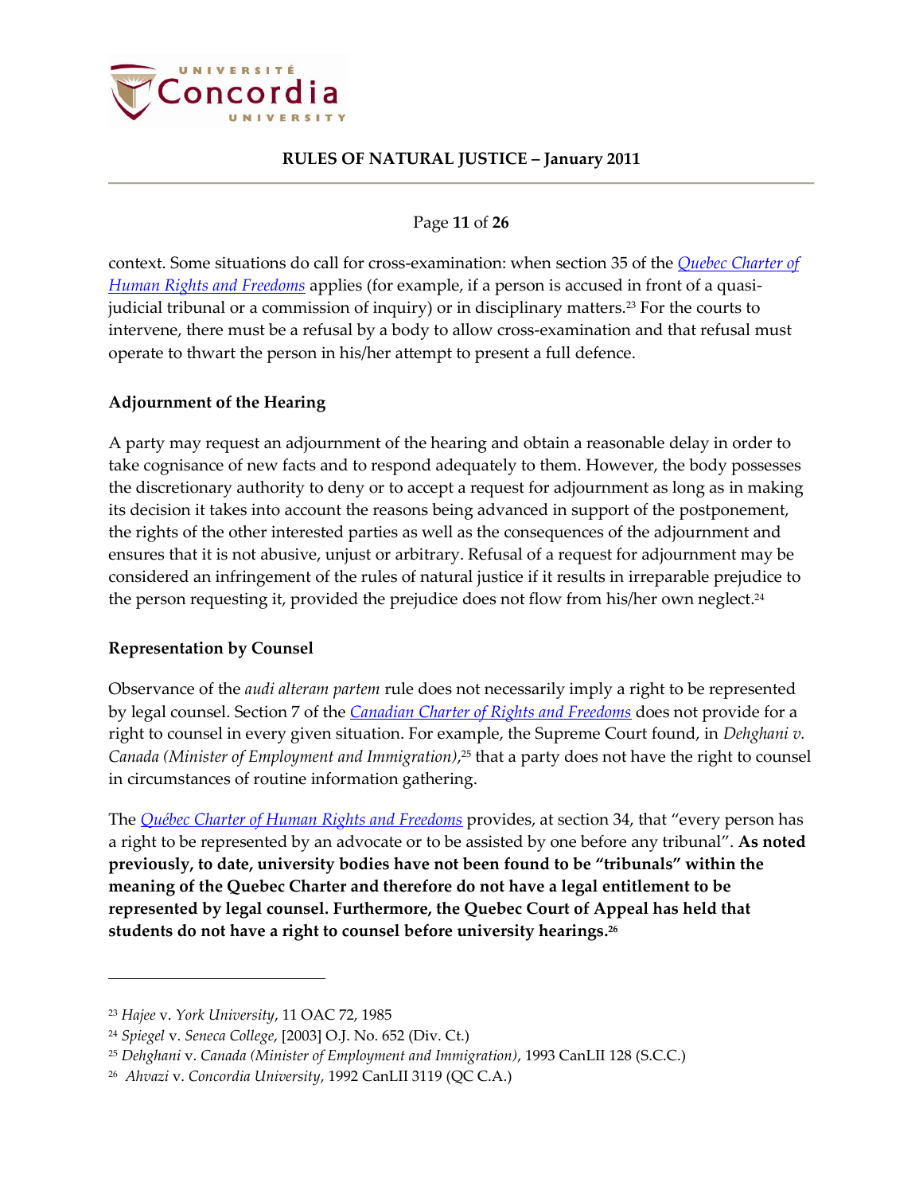context. Some situations do call for cross-examination: when section 35 of the [Quebec Charter of Human Rights and Freedoms]() applies (for example, if a person is accused in front of a quasi-judicial tribunal or a commission of inquiry) or in disciplinary matters.[23] For the courts to intervene, there must be a refusal by a body to allow cross-examination and that refusal must operate to thwart the person in his/her attempt to present a full defence.

### Adjournment of the Hearing

A party may request an adjournment of the hearing and obtain a reasonable delay in order to take cognisance of new facts and to respond adequately to them. However, the body possesses the discretionary authority to deny or to accept a request for adjournment as long as in making its decision it takes into account the reasons being advanced in support of the postponement, the rights of the other interested parties as well as the consequences of the adjournment and ensures that it is not abusive, unjust or arbitrary. Refusal of a request for adjournment may be considered an infringement of the rules of natural justice if it results in irreparable prejudice to the person requesting it, provided the prejudice does not flow from his/her own neglect.[24]

### Representation by Counsel

Observance of the *audi alteram partem* rule does not necessarily imply a right to be represented by legal counsel. Section 7 of the [Canadian Charter of Rights and Freedoms]() does not provide for a right to counsel in every given situation. For example, the Supreme Court found, in *Dehghani v. Canada (Minister of Employment and Immigration)*,[25] that a party does not have the right to counsel in circumstances of routine information gathering.

The [Québec Charter of Human Rights and Freedoms]() provides, at section 34, that "every person has a right to be represented by an advocate or to be assisted by one before any tribunal". **As noted previously, to date, university bodies have not been found to be "tribunals" within the meaning of the Quebec Charter and therefore do not have a legal entitlement to be represented by legal counsel. Furthermore, the Quebec Court of Appeal has held that students do not have a right to counsel before university hearings.**[26]

---

[23] *Hajee* v. *York University*, 11 OAC 72, 1985

[24] *Spiegel* v. *Seneca College*, [2003] O.J. No. 652 (Div. Ct.)

[25] *Dehghani* v. *Canada (Minister of Employment and Immigration)*, 1993 CanLII 128 (S.C.C.)

[26] *Ahvazi* v. *Concordia University*, 1992 CanLII 3119 (QC C.A.)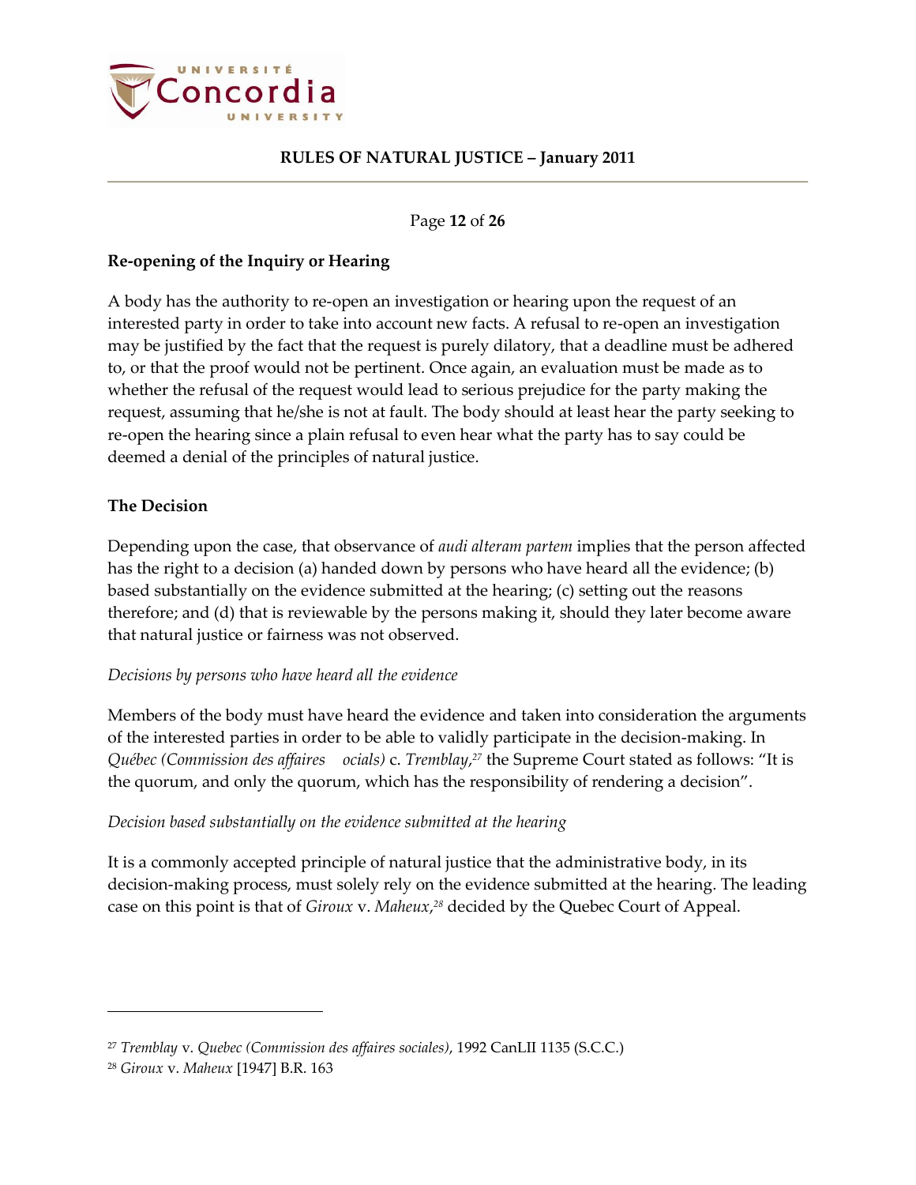## Re-opening of the Inquiry or Hearing

A body has the authority to re-open an investigation or hearing upon the request of an interested party in order to take into account new facts. A refusal to re-open an investigation may be justified by the fact that the request is purely dilatory, that a deadline must be adhered to, or that the proof would not be pertinent. Once again, an evaluation must be made as to whether the refusal of the request would lead to serious prejudice for the party making the request, assuming that he/she is not at fault. The body should at least hear the party seeking to re-open the hearing since a plain refusal to even hear what the party has to say could be deemed a denial of the principles of natural justice.

## The Decision

Depending upon the case, that observance of *audi alteram partem* implies that the person affected has the right to a decision (a) handed down by persons who have heard all the evidence; (b) based substantially on the evidence submitted at the hearing; (c) setting out the reasons therefore; and (d) that is reviewable by the persons making it, should they later become aware that natural justice or fairness was not observed.

*Decisions by persons who have heard all the evidence*

Members of the body must have heard the evidence and taken into consideration the arguments of the interested parties in order to be able to validly participate in the decision-making. In *Québec (Commission des affaires ocials)* c. *Tremblay*,[27] the Supreme Court stated as follows: "It is the quorum, and only the quorum, which has the responsibility of rendering a decision".

*Decision based substantially on the evidence submitted at the hearing*

It is a commonly accepted principle of natural justice that the administrative body, in its decision-making process, must solely rely on the evidence submitted at the hearing. The leading case on this point is that of *Giroux* v. *Maheux*,[28] decided by the Quebec Court of Appeal.

---

[27] *Tremblay* v. *Quebec (Commission des affaires sociales)*, 1992 CanLII 1135 (S.C.C.)

[28] *Giroux* v. *Maheux* [1947] B.R. 163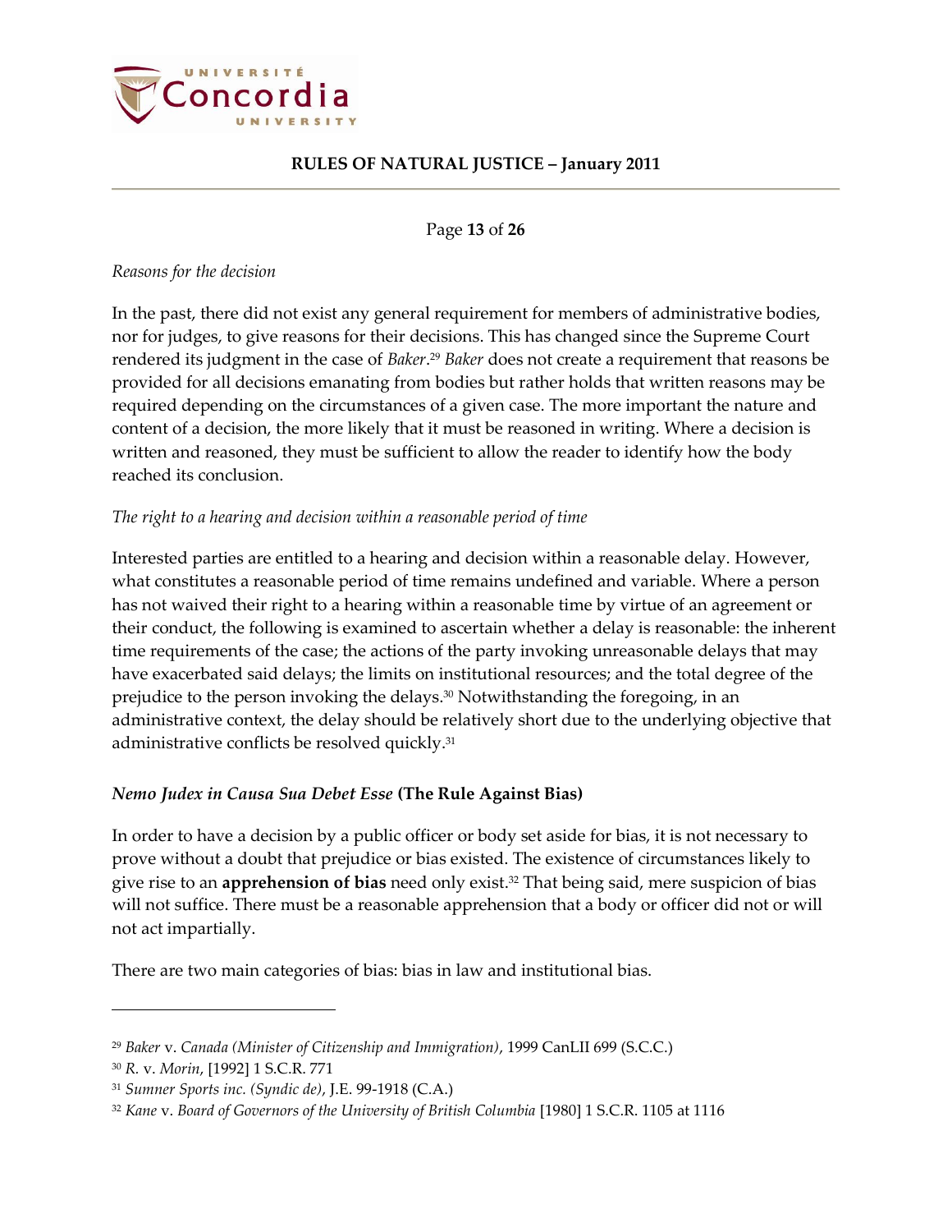*Reasons for the decision*

In the past, there did not exist any general requirement for members of administrative bodies, nor for judges, to give reasons for their decisions. This has changed since the Supreme Court rendered its judgment in the case of *Baker*.[29] *Baker* does not create a requirement that reasons be provided for all decisions emanating from bodies but rather holds that written reasons may be required depending on the circumstances of a given case. The more important the nature and content of a decision, the more likely that it must be reasoned in writing. Where a decision is written and reasoned, they must be sufficient to allow the reader to identify how the body reached its conclusion.

*The right to a hearing and decision within a reasonable period of time*

Interested parties are entitled to a hearing and decision within a reasonable delay. However, what constitutes a reasonable period of time remains undefined and variable. Where a person has not waived their right to a hearing within a reasonable time by virtue of an agreement or their conduct, the following is examined to ascertain whether a delay is reasonable: the inherent time requirements of the case; the actions of the party invoking unreasonable delays that may have exacerbated said delays; the limits on institutional resources; and the total degree of the prejudice to the person invoking the delays.[30] Notwithstanding the foregoing, in an administrative context, the delay should be relatively short due to the underlying objective that administrative conflicts be resolved quickly.[31]

### *Nemo Judex in Causa Sua Debet Esse* (The Rule Against Bias)

In order to have a decision by a public officer or body set aside for bias, it is not necessary to prove without a doubt that prejudice or bias existed. The existence of circumstances likely to give rise to an **apprehension of bias** need only exist.[32] That being said, mere suspicion of bias will not suffice. There must be a reasonable apprehension that a body or officer did not or will not act impartially.

There are two main categories of bias: bias in law and institutional bias.

---

[29] *Baker* v. *Canada (Minister of Citizenship and Immigration)*, 1999 CanLII 699 (S.C.C.)

[30] *R.* v. *Morin*, [1992] 1 S.C.R. 771

[31] *Sumner Sports inc. (Syndic de)*, J.E. 99-1918 (C.A.)

[32] *Kane* v. *Board of Governors of the University of British Columbia* [1980] 1 S.C.R. 1105 at 1116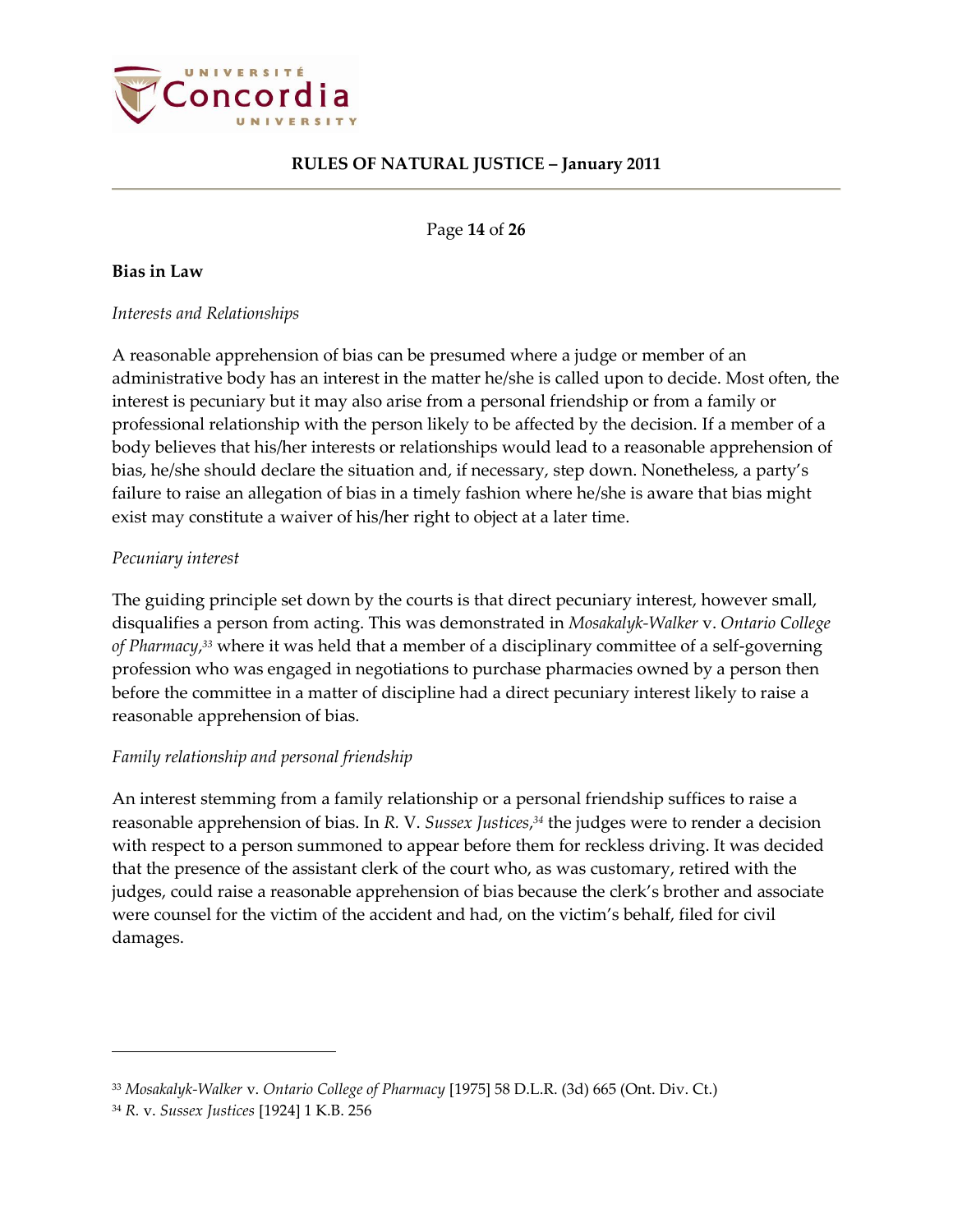**Bias in Law**

*Interests and Relationships*

A reasonable apprehension of bias can be presumed where a judge or member of an administrative body has an interest in the matter he/she is called upon to decide. Most often, the interest is pecuniary but it may also arise from a personal friendship or from a family or professional relationship with the person likely to be affected by the decision. If a member of a body believes that his/her interests or relationships would lead to a reasonable apprehension of bias, he/she should declare the situation and, if necessary, step down. Nonetheless, a party's failure to raise an allegation of bias in a timely fashion where he/she is aware that bias might exist may constitute a waiver of his/her right to object at a later time.

*Pecuniary interest*

The guiding principle set down by the courts is that direct pecuniary interest, however small, disqualifies a person from acting. This was demonstrated in *Mosakalyk-Walker* v. *Ontario College of Pharmacy*,[33] where it was held that a member of a disciplinary committee of a self-governing profession who was engaged in negotiations to purchase pharmacies owned by a person then before the committee in a matter of discipline had a direct pecuniary interest likely to raise a reasonable apprehension of bias.

*Family relationship and personal friendship*

An interest stemming from a family relationship or a personal friendship suffices to raise a reasonable apprehension of bias. In *R.* V. *Sussex Justices*,[34] the judges were to render a decision with respect to a person summoned to appear before them for reckless driving. It was decided that the presence of the assistant clerk of the court who, as was customary, retired with the judges, could raise a reasonable apprehension of bias because the clerk's brother and associate were counsel for the victim of the accident and had, on the victim's behalf, filed for civil damages.

---

[33] *Mosakalyk-Walker* v. *Ontario College of Pharmacy* [1975] 58 D.L.R. (3d) 665 (Ont. Div. Ct.)

[34] *R.* v. *Sussex Justices* [1924] 1 K.B. 256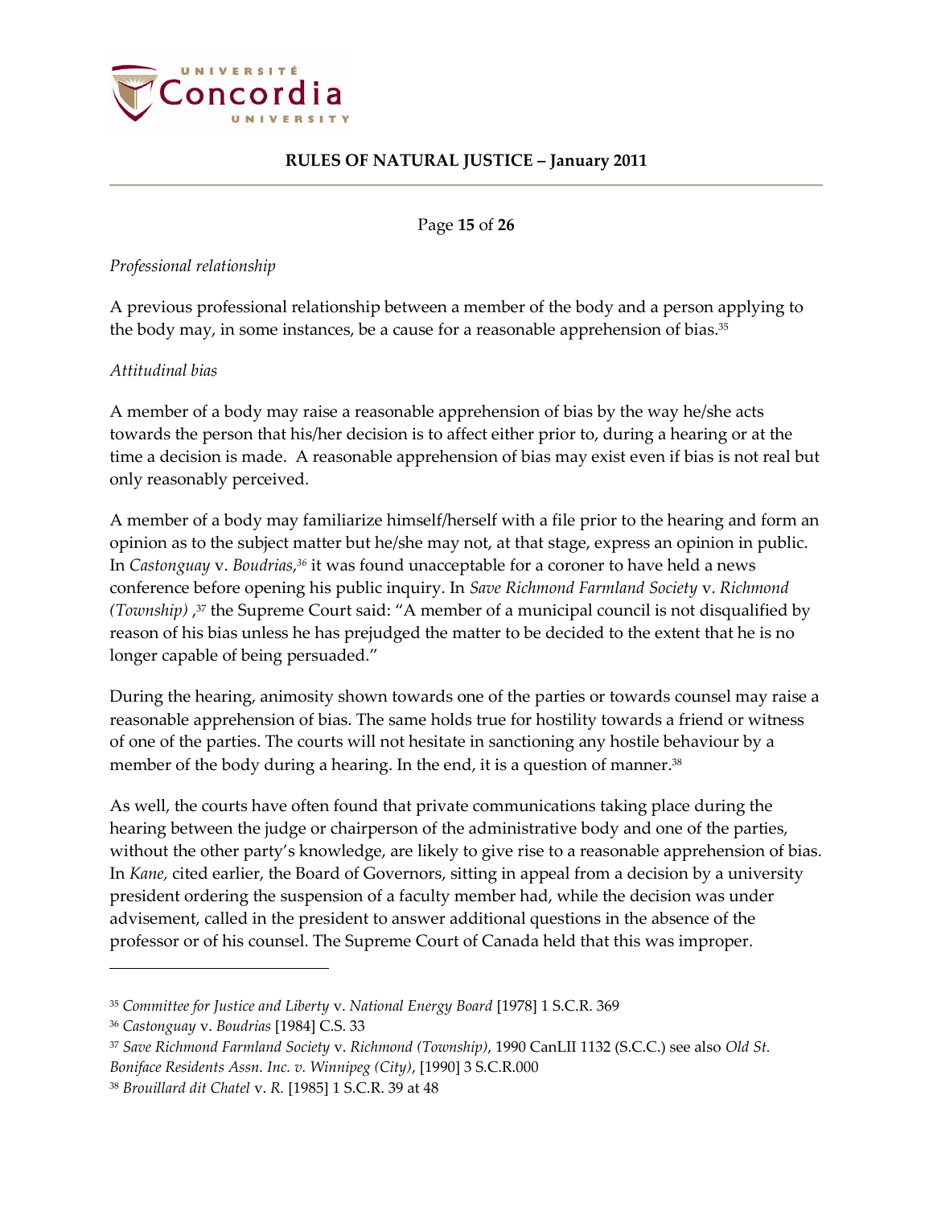*Professional relationship*

A previous professional relationship between a member of the body and a person applying to the body may, in some instances, be a cause for a reasonable apprehension of bias.[35]

*Attitudinal bias*

A member of a body may raise a reasonable apprehension of bias by the way he/she acts towards the person that his/her decision is to affect either prior to, during a hearing or at the time a decision is made. A reasonable apprehension of bias may exist even if bias is not real but only reasonably perceived.

A member of a body may familiarize himself/herself with a file prior to the hearing and form an opinion as to the subject matter but he/she may not, at that stage, express an opinion in public. In *Castonguay* v. *Boudrias*,[36] it was found unacceptable for a coroner to have held a news conference before opening his public inquiry. In *Save Richmond Farmland Society* v. *Richmond (Township)* ,[37] the Supreme Court said: "A member of a municipal council is not disqualified by reason of his bias unless he has prejudged the matter to be decided to the extent that he is no longer capable of being persuaded."

During the hearing, animosity shown towards one of the parties or towards counsel may raise a reasonable apprehension of bias. The same holds true for hostility towards a friend or witness of one of the parties. The courts will not hesitate in sanctioning any hostile behaviour by a member of the body during a hearing. In the end, it is a question of manner.[38]

As well, the courts have often found that private communications taking place during the hearing between the judge or chairperson of the administrative body and one of the parties, without the other party's knowledge, are likely to give rise to a reasonable apprehension of bias. In *Kane,* cited earlier, the Board of Governors, sitting in appeal from a decision by a university president ordering the suspension of a faculty member had, while the decision was under advisement, called in the president to answer additional questions in the absence of the professor or of his counsel. The Supreme Court of Canada held that this was improper.

---

[35] *Committee for Justice and Liberty* v. *National Energy Board* [1978] 1 S.C.R. 369

[36] *Castonguay* v. *Boudrias* [1984] C.S. 33

[37] *Save Richmond Farmland Society* v. *Richmond (Township)*, 1990 CanLII 1132 (S.C.C.) see also *Old St. Boniface Residents Assn. Inc. v. Winnipeg (City)*, [1990] 3 S.C.R.000

[38] *Brouillard dit Chatel* v. *R.* [1985] 1 S.C.R. 39 at 48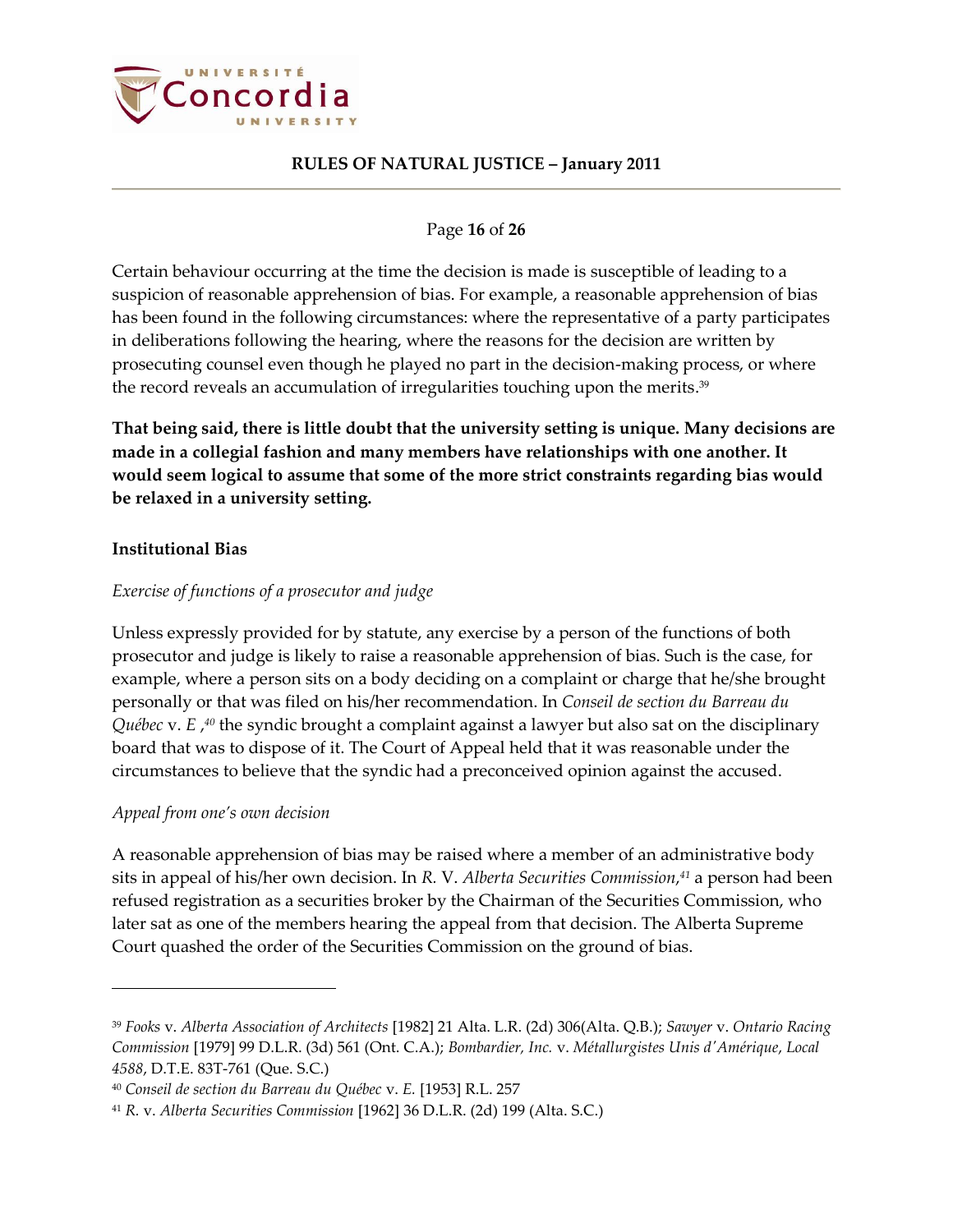Certain behaviour occurring at the time the decision is made is susceptible of leading to a suspicion of reasonable apprehension of bias. For example, a reasonable apprehension of bias has been found in the following circumstances: where the representative of a party participates in deliberations following the hearing, where the reasons for the decision are written by prosecuting counsel even though he played no part in the decision-making process, or where the record reveals an accumulation of irregularities touching upon the merits.[39]

**That being said, there is little doubt that the university setting is unique. Many decisions are made in a collegial fashion and many members have relationships with one another. It would seem logical to assume that some of the more strict constraints regarding bias would be relaxed in a university setting.**

**Institutional Bias**

*Exercise of functions of a prosecutor and judge*

Unless expressly provided for by statute, any exercise by a person of the functions of both prosecutor and judge is likely to raise a reasonable apprehension of bias. Such is the case, for example, where a person sits on a body deciding on a complaint or charge that he/she brought personally or that was filed on his/her recommendation. In *Conseil de section du Barreau du Québec* v. *E* ,[40] the syndic brought a complaint against a lawyer but also sat on the disciplinary board that was to dispose of it. The Court of Appeal held that it was reasonable under the circumstances to believe that the syndic had a preconceived opinion against the accused.

*Appeal from one's own decision*

A reasonable apprehension of bias may be raised where a member of an administrative body sits in appeal of his/her own decision. In *R.* V. *Alberta Securities Commission*,[41] a person had been refused registration as a securities broker by the Chairman of the Securities Commission, who later sat as one of the members hearing the appeal from that decision. The Alberta Supreme Court quashed the order of the Securities Commission on the ground of bias.

---

[39] *Fooks* v. *Alberta Association of Architects* [1982] 21 Alta. L.R. (2d) 306(Alta. Q.B.); *Sawyer* v. *Ontario Racing Commission* [1979] 99 D.L.R. (3d) 561 (Ont. C.A.); *Bombardier, Inc.* v. *Métallurgistes Unis d'Amérique*, *Local 4588*, D.T.E. 83T-761 (Que. S.C.)

[40] *Conseil de section du Barreau du Québec* v. *E.* [1953] R.L. 257

[41] *R.* v. *Alberta Securities Commission* [1962] 36 D.L.R. (2d) 199 (Alta. S.C.)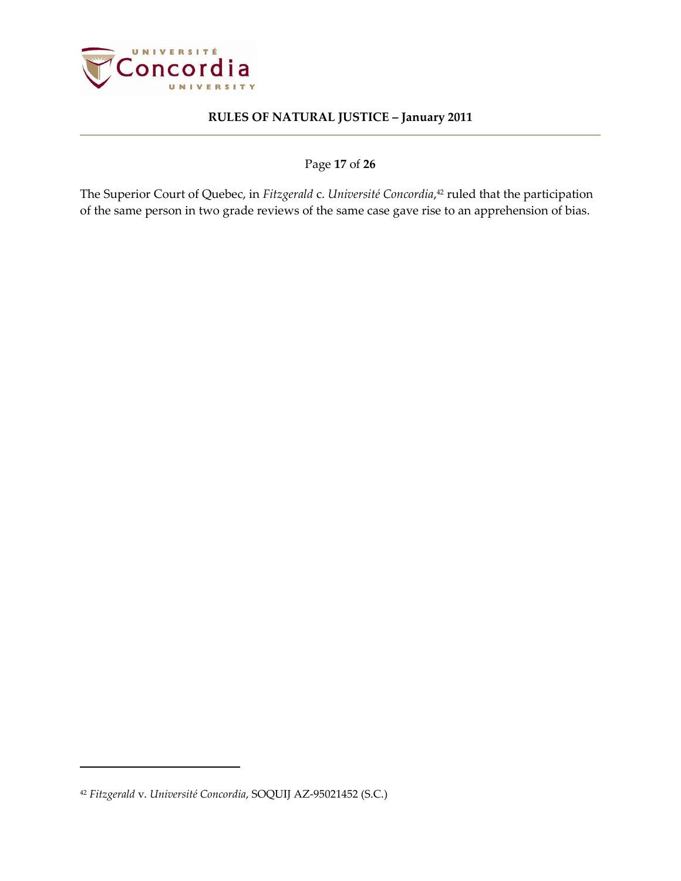The Superior Court of Quebec, in *Fitzgerald* c. *Université Concordia*,[42] ruled that the participation of the same person in two grade reviews of the same case gave rise to an apprehension of bias.

---

[42] *Fitzgerald* v. *Université Concordia*, SOQUIJ AZ-95021452 (S.C.)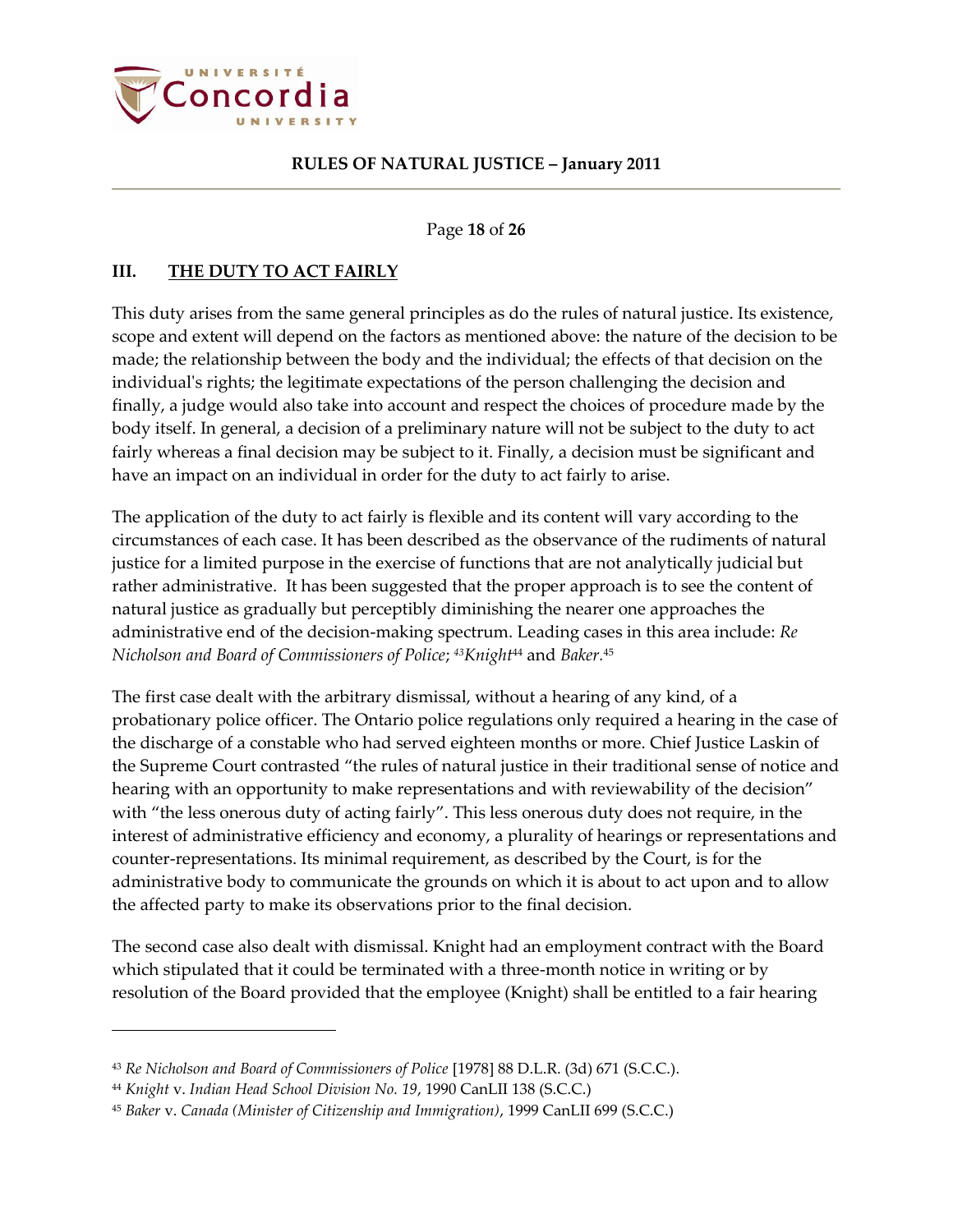## III. THE DUTY TO ACT FAIRLY

This duty arises from the same general principles as do the rules of natural justice. Its existence, scope and extent will depend on the factors as mentioned above: the nature of the decision to be made; the relationship between the body and the individual; the effects of that decision on the individual's rights; the legitimate expectations of the person challenging the decision and finally, a judge would also take into account and respect the choices of procedure made by the body itself. In general, a decision of a preliminary nature will not be subject to the duty to act fairly whereas a final decision may be subject to it. Finally, a decision must be significant and have an impact on an individual in order for the duty to act fairly to arise.

The application of the duty to act fairly is flexible and its content will vary according to the circumstances of each case. It has been described as the observance of the rudiments of natural justice for a limited purpose in the exercise of functions that are not analytically judicial but rather administrative. It has been suggested that the proper approach is to see the content of natural justice as gradually but perceptibly diminishing the nearer one approaches the administrative end of the decision-making spectrum. Leading cases in this area include: *Re Nicholson and Board of Commissioners of Police*; [43]*Knight*[44] and *Baker*.[45]

The first case dealt with the arbitrary dismissal, without a hearing of any kind, of a probationary police officer. The Ontario police regulations only required a hearing in the case of the discharge of a constable who had served eighteen months or more. Chief Justice Laskin of the Supreme Court contrasted "the rules of natural justice in their traditional sense of notice and hearing with an opportunity to make representations and with reviewability of the decision" with "the less onerous duty of acting fairly". This less onerous duty does not require, in the interest of administrative efficiency and economy, a plurality of hearings or representations and counter-representations. Its minimal requirement, as described by the Court, is for the administrative body to communicate the grounds on which it is about to act upon and to allow the affected party to make its observations prior to the final decision.

The second case also dealt with dismissal. Knight had an employment contract with the Board which stipulated that it could be terminated with a three-month notice in writing or by resolution of the Board provided that the employee (Knight) shall be entitled to a fair hearing

---

[43] *Re Nicholson and Board of Commissioners of Police* [1978] 88 D.L.R. (3d) 671 (S.C.C.).

[44] *Knight* v. *Indian Head School Division No. 19*, 1990 CanLII 138 (S.C.C.)

[45] *Baker* v. *Canada (Minister of Citizenship and Immigration)*, 1999 CanLII 699 (S.C.C.)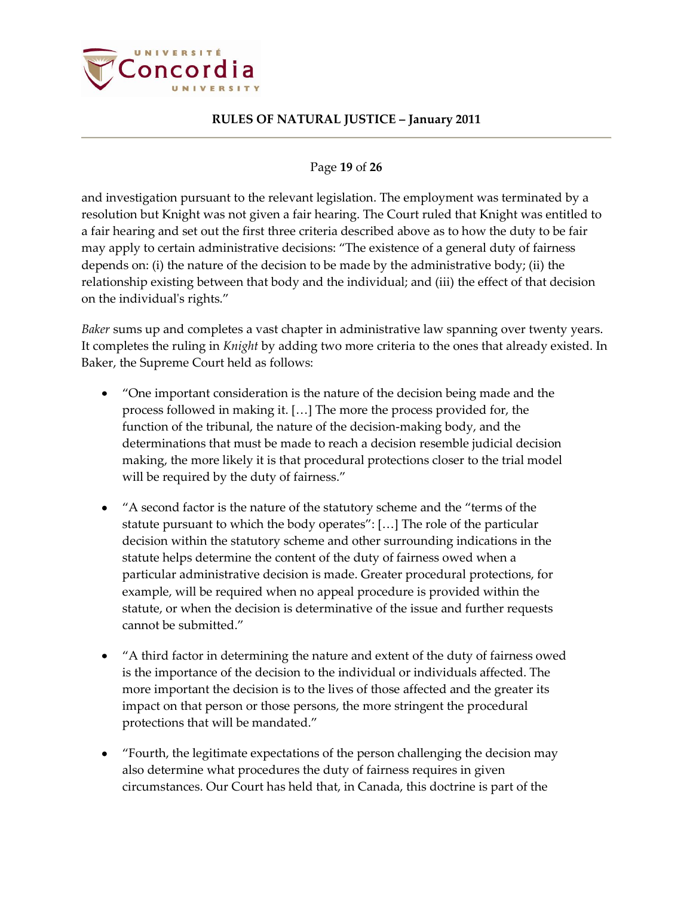and investigation pursuant to the relevant legislation. The employment was terminated by a resolution but Knight was not given a fair hearing. The Court ruled that Knight was entitled to a fair hearing and set out the first three criteria described above as to how the duty to be fair may apply to certain administrative decisions: "The existence of a general duty of fairness depends on: (i) the nature of the decision to be made by the administrative body; (ii) the relationship existing between that body and the individual; and (iii) the effect of that decision on the individual's rights."

*Baker* sums up and completes a vast chapter in administrative law spanning over twenty years. It completes the ruling in *Knight* by adding two more criteria to the ones that already existed. In Baker, the Supreme Court held as follows:

- "One important consideration is the nature of the decision being made and the process followed in making it. […] The more the process provided for, the function of the tribunal, the nature of the decision-making body, and the determinations that must be made to reach a decision resemble judicial decision making, the more likely it is that procedural protections closer to the trial model will be required by the duty of fairness."

- "A second factor is the nature of the statutory scheme and the "terms of the statute pursuant to which the body operates": […] The role of the particular decision within the statutory scheme and other surrounding indications in the statute helps determine the content of the duty of fairness owed when a particular administrative decision is made. Greater procedural protections, for example, will be required when no appeal procedure is provided within the statute, or when the decision is determinative of the issue and further requests cannot be submitted."

- "A third factor in determining the nature and extent of the duty of fairness owed is the importance of the decision to the individual or individuals affected. The more important the decision is to the lives of those affected and the greater its impact on that person or those persons, the more stringent the procedural protections that will be mandated."

- "Fourth, the legitimate expectations of the person challenging the decision may also determine what procedures the duty of fairness requires in given circumstances. Our Court has held that, in Canada, this doctrine is part of the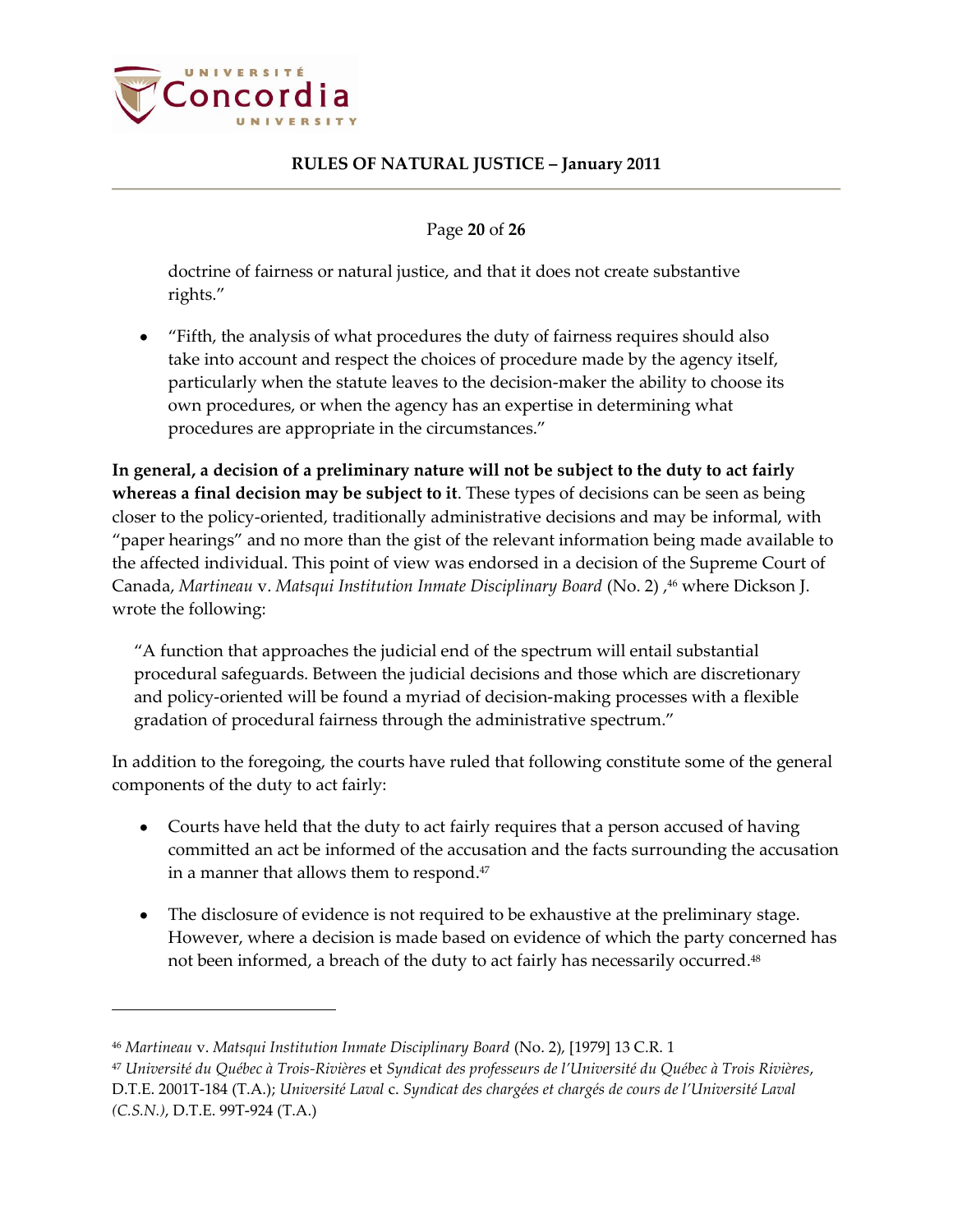doctrine of fairness or natural justice, and that it does not create substantive rights."

- "Fifth, the analysis of what procedures the duty of fairness requires should also take into account and respect the choices of procedure made by the agency itself, particularly when the statute leaves to the decision-maker the ability to choose its own procedures, or when the agency has an expertise in determining what procedures are appropriate in the circumstances."

**In general, a decision of a preliminary nature will not be subject to the duty to act fairly whereas a final decision may be subject to it**. These types of decisions can be seen as being closer to the policy-oriented, traditionally administrative decisions and may be informal, with "paper hearings" and no more than the gist of the relevant information being made available to the affected individual. This point of view was endorsed in a decision of the Supreme Court of Canada, *Martineau* v. *Matsqui Institution Inmate Disciplinary Board* (No. 2) ,[46] where Dickson J. wrote the following:

> "A function that approaches the judicial end of the spectrum will entail substantial procedural safeguards. Between the judicial decisions and those which are discretionary and policy-oriented will be found a myriad of decision-making processes with a flexible gradation of procedural fairness through the administrative spectrum."

In addition to the foregoing, the courts have ruled that following constitute some of the general components of the duty to act fairly:

- Courts have held that the duty to act fairly requires that a person accused of having committed an act be informed of the accusation and the facts surrounding the accusation in a manner that allows them to respond.[47]

- The disclosure of evidence is not required to be exhaustive at the preliminary stage. However, where a decision is made based on evidence of which the party concerned has not been informed, a breach of the duty to act fairly has necessarily occurred.[48]

---

[46] *Martineau* v. *Matsqui Institution Inmate Disciplinary Board* (No. 2), [1979] 13 C.R. 1

[47] *Université du Québec à Trois-Rivières* et *Syndicat des professeurs de l'Université du Québec à Trois Rivières*, D.T.E. 2001T-184 (T.A.); *Université Laval* c. *Syndicat des chargées et chargés de cours de l'Université Laval (C.S.N.)*, D.T.E. 99T-924 (T.A.)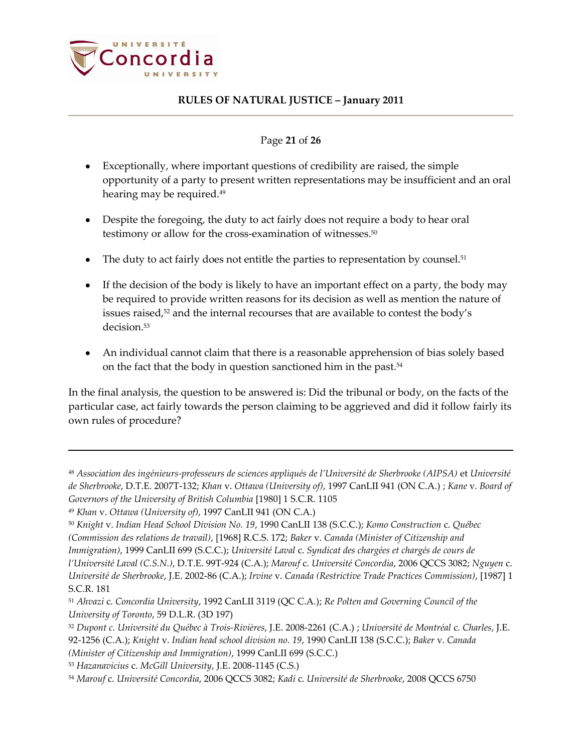- Exceptionally, where important questions of credibility are raised, the simple opportunity of a party to present written representations may be insufficient and an oral hearing may be required.[49]

- Despite the foregoing, the duty to act fairly does not require a body to hear oral testimony or allow for the cross-examination of witnesses.[50]

- The duty to act fairly does not entitle the parties to representation by counsel.[51]

- If the decision of the body is likely to have an important effect on a party, the body may be required to provide written reasons for its decision as well as mention the nature of issues raised,[52] and the internal recourses that are available to contest the body's decision.[53]

- An individual cannot claim that there is a reasonable apprehension of bias solely based on the fact that the body in question sanctioned him in the past.[54]

In the final analysis, the question to be answered is: Did the tribunal or body, on the facts of the particular case, act fairly towards the person claiming to be aggrieved and did it follow fairly its own rules of procedure?

---

[48] *Association des ingénieurs-professeurs de sciences appliqués de l'Université de Sherbrooke (AIPSA)* et *Université de Sherbrooke*, D.T.E. 2007T-132; *Khan* v. *Ottawa (University of)*, 1997 CanLII 941 (ON C.A.) ; *Kane* v. *Board of Governors of the University of British Columbia* [1980] 1 S.C.R. 1105

[49] *Khan* v. *Ottawa (University of)*, 1997 CanLII 941 (ON C.A.)

[50] *Knight* v. *Indian Head School Division No. 19*, 1990 CanLII 138 (S.C.C.); *Komo Construction* c. *Québec (Commission des relations de travail)*, [1968] R.C.S. 172; *Baker* v. *Canada (Minister of Citizenship and Immigration)*, 1999 CanLII 699 (S.C.C.); *Université Laval* c. *Syndicat des chargées et chargés de cours de l'Université Laval (C.S.N.)*, D.T.E. 99T-924 (C.A.); *Marouf* c. *Université Concordia*, 2006 QCCS 3082; *Nguyen* c. *Université de Sherbrooke*, J.E. 2002-86 (C.A.); *Irvine* v. *Canada (Restrictive Trade Practices Commission)*, [1987] 1 S.C.R. 181

[51] *Ahvazi* c. *Concordia University*, 1992 CanLII 3119 (QC C.A.); *Re Polten and Governing Council of the University of Toronto*, 59 D.L.R. (3D 197)

[52] *Dupont c. Université du Québec à Trois-Rivières*, J.E. 2008-2261 (C.A.) ; *Université de Montréal* c. *Charles*, J.E. 92-1256 (C.A.); *Knight* v. *Indian head school division no. 19*, 1990 CanLII 138 (S.C.C.); *Baker* v. *Canada (Minister of Citizenship and Immigration)*, 1999 CanLII 699 (S.C.C.)

[53] *Hazanavicius* c. *McGill University*, J.E. 2008-1145 (C.S.)

[54] *Marouf* c. *Université Concordia*, 2006 QCCS 3082; *Kadi* c. *Université de Sherbrooke*, 2008 QCCS 6750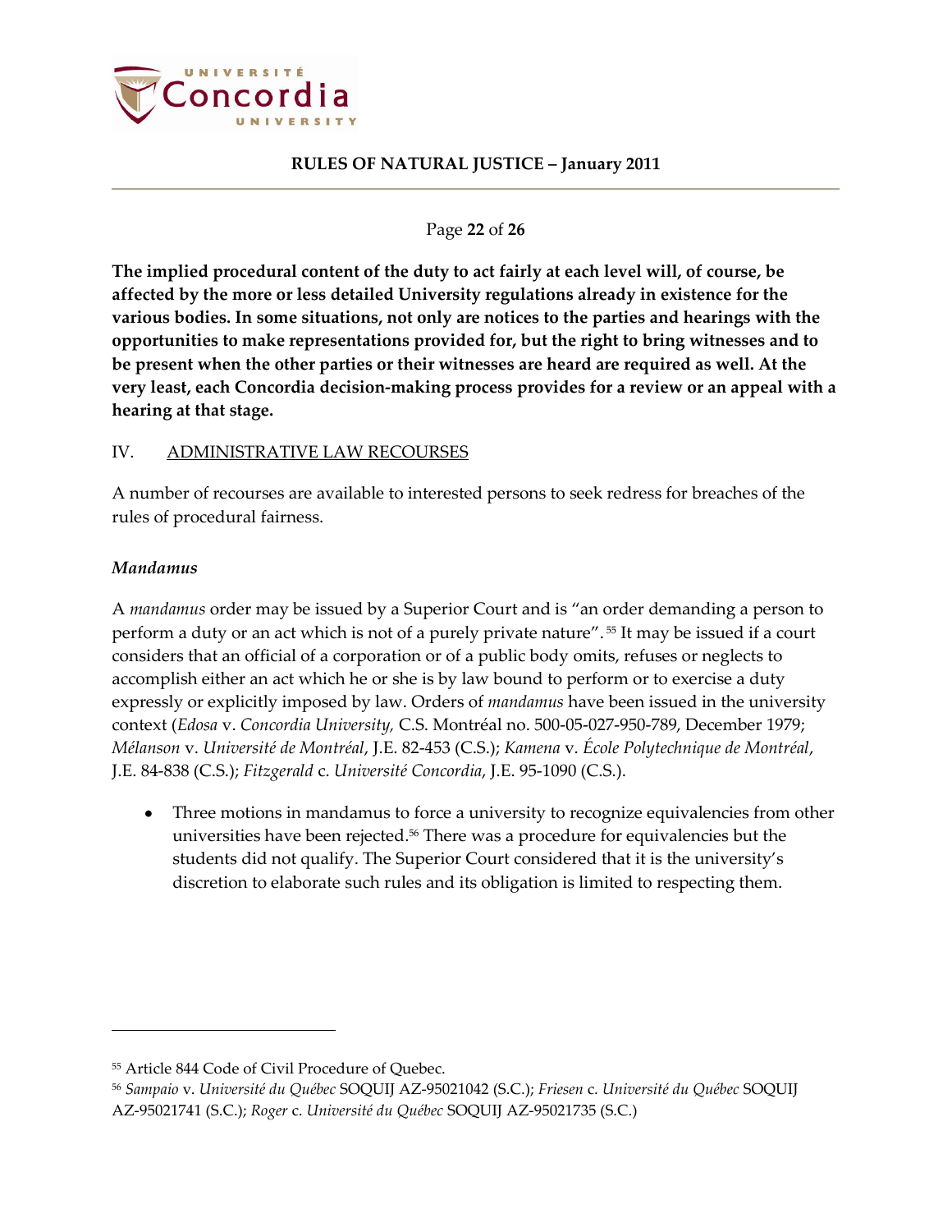**The implied procedural content of the duty to act fairly at each level will, of course, be affected by the more or less detailed University regulations already in existence for the various bodies. In some situations, not only are notices to the parties and hearings with the opportunities to make representations provided for, but the right to bring witnesses and to be present when the other parties or their witnesses are heard are required as well. At the very least, each Concordia decision-making process provides for a review or an appeal with a hearing at that stage.**

## IV. ADMINISTRATIVE LAW RECOURSES

A number of recourses are available to interested persons to seek redress for breaches of the rules of procedural fairness.

### *Mandamus*

A *mandamus* order may be issued by a Superior Court and is "an order demanding a person to perform a duty or an act which is not of a purely private nature".[55] It may be issued if a court considers that an official of a corporation or of a public body omits, refuses or neglects to accomplish either an act which he or she is by law bound to perform or to exercise a duty expressly or explicitly imposed by law. Orders of *mandamus* have been issued in the university context (*Edosa* v. *Concordia University,* C.S. Montréal no. 500-05-027-950-789, December 1979; *Mélanson* v. *Université de Montréal*, J.E. 82-453 (C.S.); *Kamena* v. *École Polytechnique de Montréal*, J.E. 84-838 (C.S.); *Fitzgerald* c. *Université Concordia*, J.E. 95-1090 (C.S.).

- Three motions in mandamus to force a university to recognize equivalencies from other universities have been rejected.[56] There was a procedure for equivalencies but the students did not qualify. The Superior Court considered that it is the university's discretion to elaborate such rules and its obligation is limited to respecting them.

---

[55] Article 844 Code of Civil Procedure of Quebec.

[56] *Sampaio* v. *Université du Québec* SOQUIJ AZ-95021042 (S.C.); *Friesen* c. *Université du Québec* SOQUIJ AZ-95021741 (S.C.); *Roger* c. *Université du Québec* SOQUIJ AZ-95021735 (S.C.)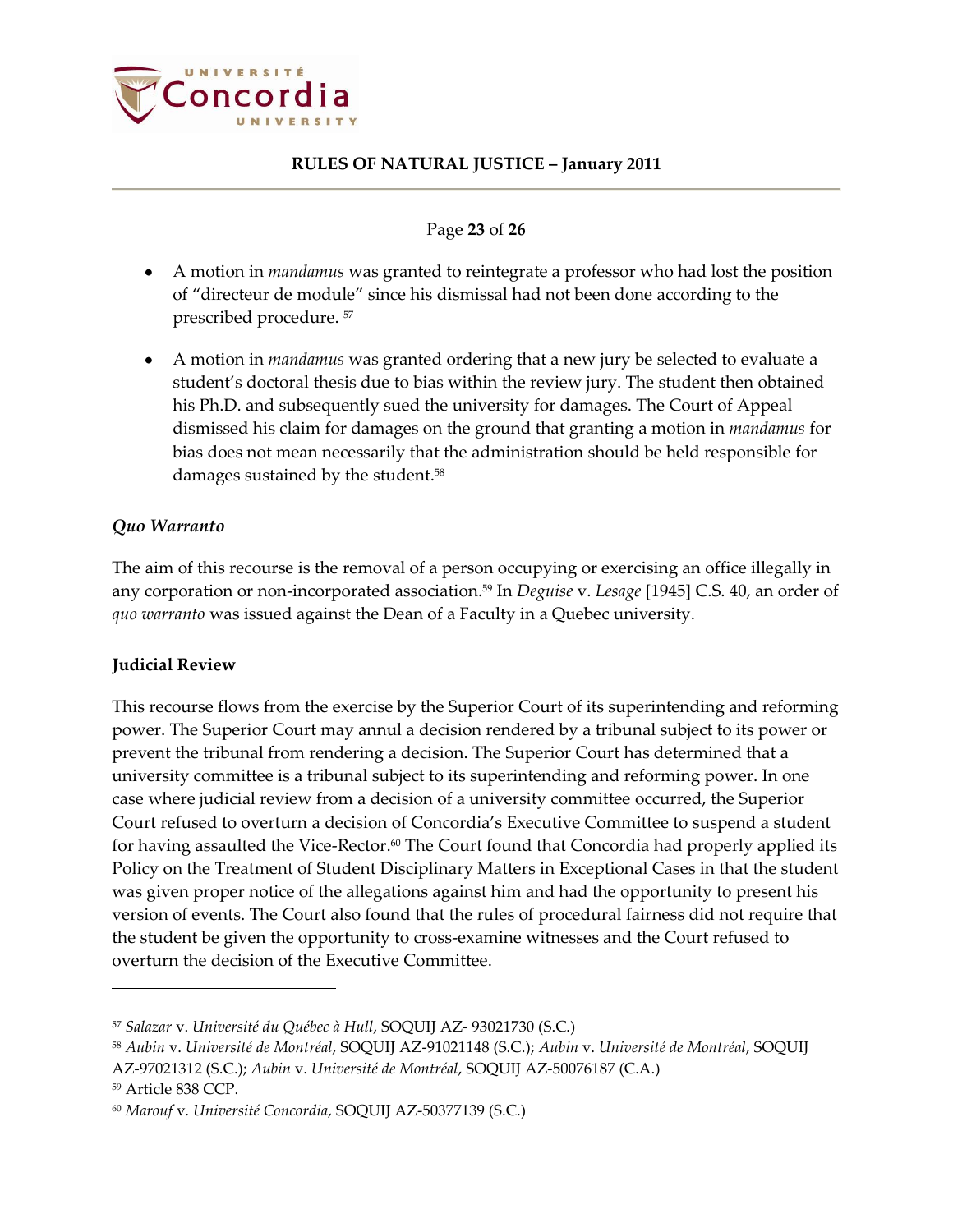- A motion in *mandamus* was granted to reintegrate a professor who had lost the position of "directeur de module" since his dismissal had not been done according to the prescribed procedure. [57]

- A motion in *mandamus* was granted ordering that a new jury be selected to evaluate a student's doctoral thesis due to bias within the review jury. The student then obtained his Ph.D. and subsequently sued the university for damages. The Court of Appeal dismissed his claim for damages on the ground that granting a motion in *mandamus* for bias does not mean necessarily that the administration should be held responsible for damages sustained by the student.[58]

### *Quo Warranto*

The aim of this recourse is the removal of a person occupying or exercising an office illegally in any corporation or non-incorporated association.[59] In *Deguise* v. *Lesage* [1945] C.S. 40, an order of *quo warranto* was issued against the Dean of a Faculty in a Quebec university.

### Judicial Review

This recourse flows from the exercise by the Superior Court of its superintending and reforming power. The Superior Court may annul a decision rendered by a tribunal subject to its power or prevent the tribunal from rendering a decision. The Superior Court has determined that a university committee is a tribunal subject to its superintending and reforming power. In one case where judicial review from a decision of a university committee occurred, the Superior Court refused to overturn a decision of Concordia's Executive Committee to suspend a student for having assaulted the Vice-Rector.[60] The Court found that Concordia had properly applied its Policy on the Treatment of Student Disciplinary Matters in Exceptional Cases in that the student was given proper notice of the allegations against him and had the opportunity to present his version of events. The Court also found that the rules of procedural fairness did not require that the student be given the opportunity to cross-examine witnesses and the Court refused to overturn the decision of the Executive Committee.

---

[57] *Salazar* v. *Université du Québec à Hull*, SOQUIJ AZ- 93021730 (S.C.)

[58] *Aubin* v. *Université de Montréal*, SOQUIJ AZ-91021148 (S.C.); *Aubin* v. *Université de Montréal*, SOQUIJ AZ-97021312 (S.C.); *Aubin* v. *Université de Montréal*, SOQUIJ AZ-50076187 (C.A.)

[59] Article 838 CCP.

[60] *Marouf* v. *Université Concordia*, SOQUIJ AZ-50377139 (S.C.)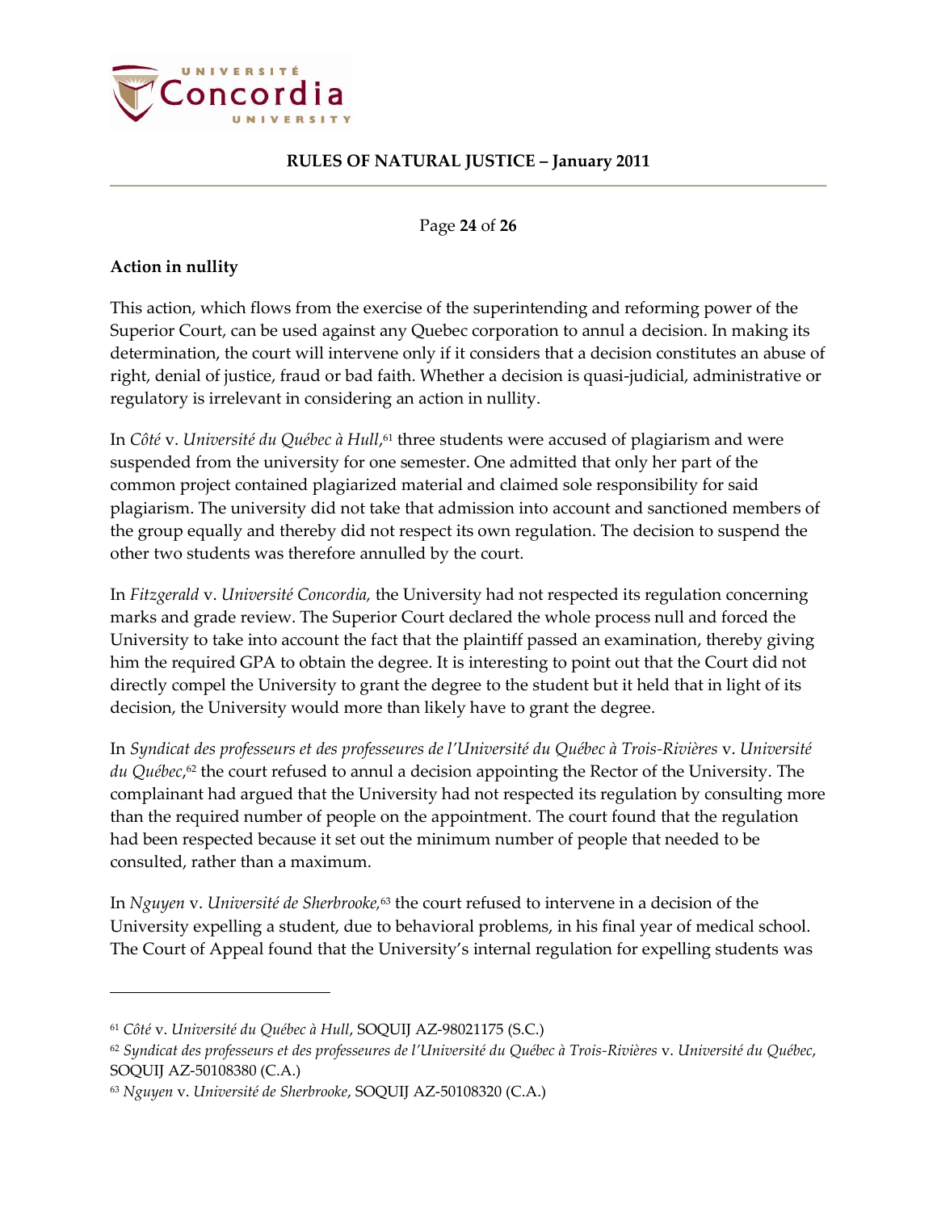**Action in nullity**

This action, which flows from the exercise of the superintending and reforming power of the Superior Court, can be used against any Quebec corporation to annul a decision. In making its determination, the court will intervene only if it considers that a decision constitutes an abuse of right, denial of justice, fraud or bad faith. Whether a decision is quasi-judicial, administrative or regulatory is irrelevant in considering an action in nullity.

In *Côté* v. *Université du Québec à Hull*,[61] three students were accused of plagiarism and were suspended from the university for one semester. One admitted that only her part of the common project contained plagiarized material and claimed sole responsibility for said plagiarism. The university did not take that admission into account and sanctioned members of the group equally and thereby did not respect its own regulation. The decision to suspend the other two students was therefore annulled by the court.

In *Fitzgerald* v. *Université Concordia,* the University had not respected its regulation concerning marks and grade review. The Superior Court declared the whole process null and forced the University to take into account the fact that the plaintiff passed an examination, thereby giving him the required GPA to obtain the degree. It is interesting to point out that the Court did not directly compel the University to grant the degree to the student but it held that in light of its decision, the University would more than likely have to grant the degree.

In *Syndicat des professeurs et des professeures de l'Université du Québec à Trois-Rivières* v. *Université du Québec*,[62] the court refused to annul a decision appointing the Rector of the University. The complainant had argued that the University had not respected its regulation by consulting more than the required number of people on the appointment. The court found that the regulation had been respected because it set out the minimum number of people that needed to be consulted, rather than a maximum.

In *Nguyen* v. *Université de Sherbrooke,*[63] the court refused to intervene in a decision of the University expelling a student, due to behavioral problems, in his final year of medical school. The Court of Appeal found that the University's internal regulation for expelling students was

---

[61] *Côté* v. *Université du Québec à Hull*, SOQUIJ AZ-98021175 (S.C.)

[62] *Syndicat des professeurs et des professeures de l'Université du Québec à Trois-Rivières* v. *Université du Québec*, SOQUIJ AZ-50108380 (C.A.)

[63] *Nguyen* v. *Université de Sherbrooke*, SOQUIJ AZ-50108320 (C.A.)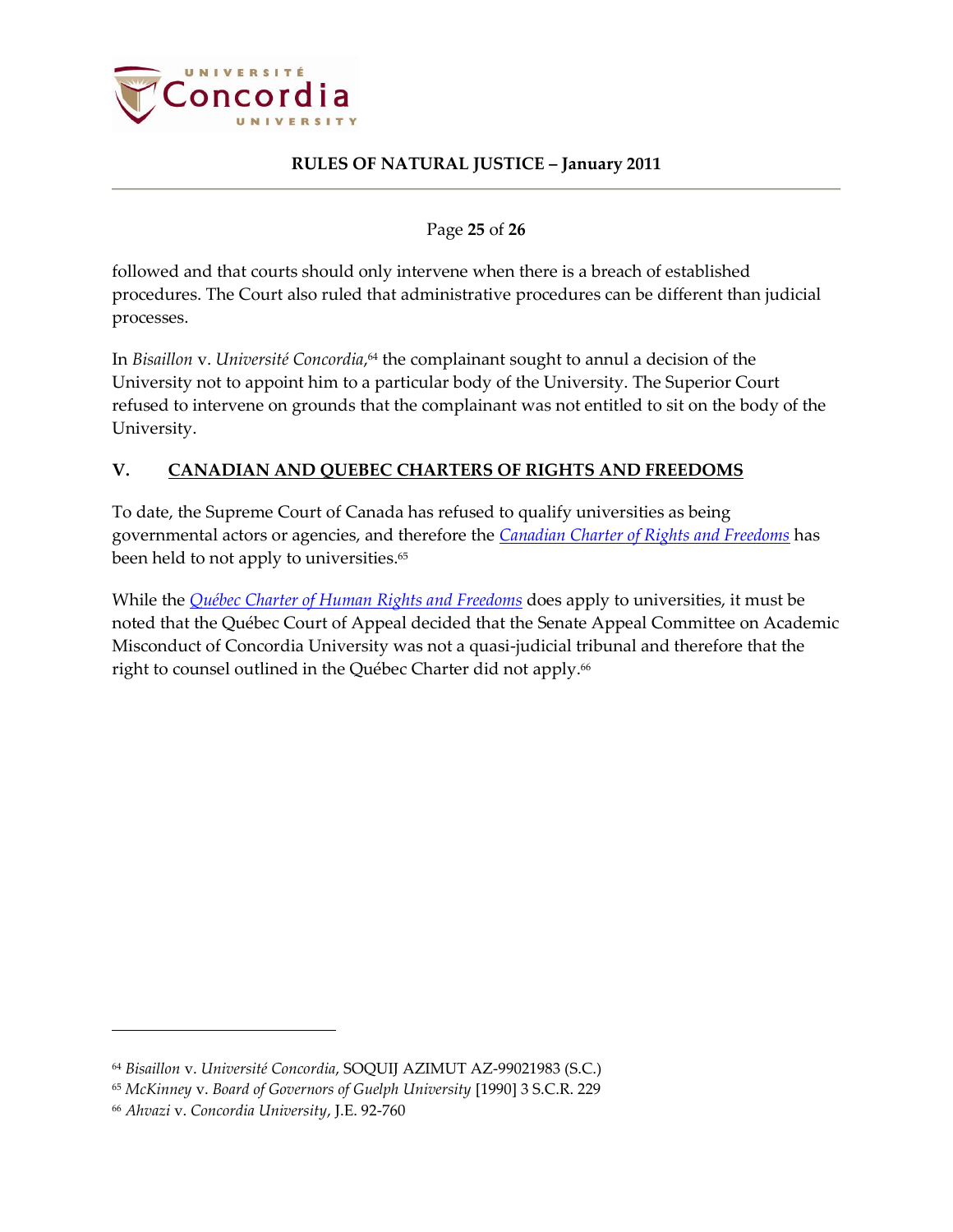followed and that courts should only intervene when there is a breach of established procedures. The Court also ruled that administrative procedures can be different than judicial processes.

In *Bisaillon* v. *Université Concordia*,[64] the complainant sought to annul a decision of the University not to appoint him to a particular body of the University. The Superior Court refused to intervene on grounds that the complainant was not entitled to sit on the body of the University.

## V. CANADIAN AND QUEBEC CHARTERS OF RIGHTS AND FREEDOMS

To date, the Supreme Court of Canada has refused to qualify universities as being governmental actors or agencies, and therefore the *Canadian Charter of Rights and Freedoms* has been held to not apply to universities.[65]

While the *Québec Charter of Human Rights and Freedoms* does apply to universities, it must be noted that the Québec Court of Appeal decided that the Senate Appeal Committee on Academic Misconduct of Concordia University was not a quasi-judicial tribunal and therefore that the right to counsel outlined in the Québec Charter did not apply.[66]

---

[64] *Bisaillon* v. *Université Concordia*, SOQUIJ AZIMUT AZ-99021983 (S.C.)

[65] *McKinney* v. *Board of Governors of Guelph University* [1990] 3 S.C.R. 229

[66] *Ahvazi* v. *Concordia University*, J.E. 92-760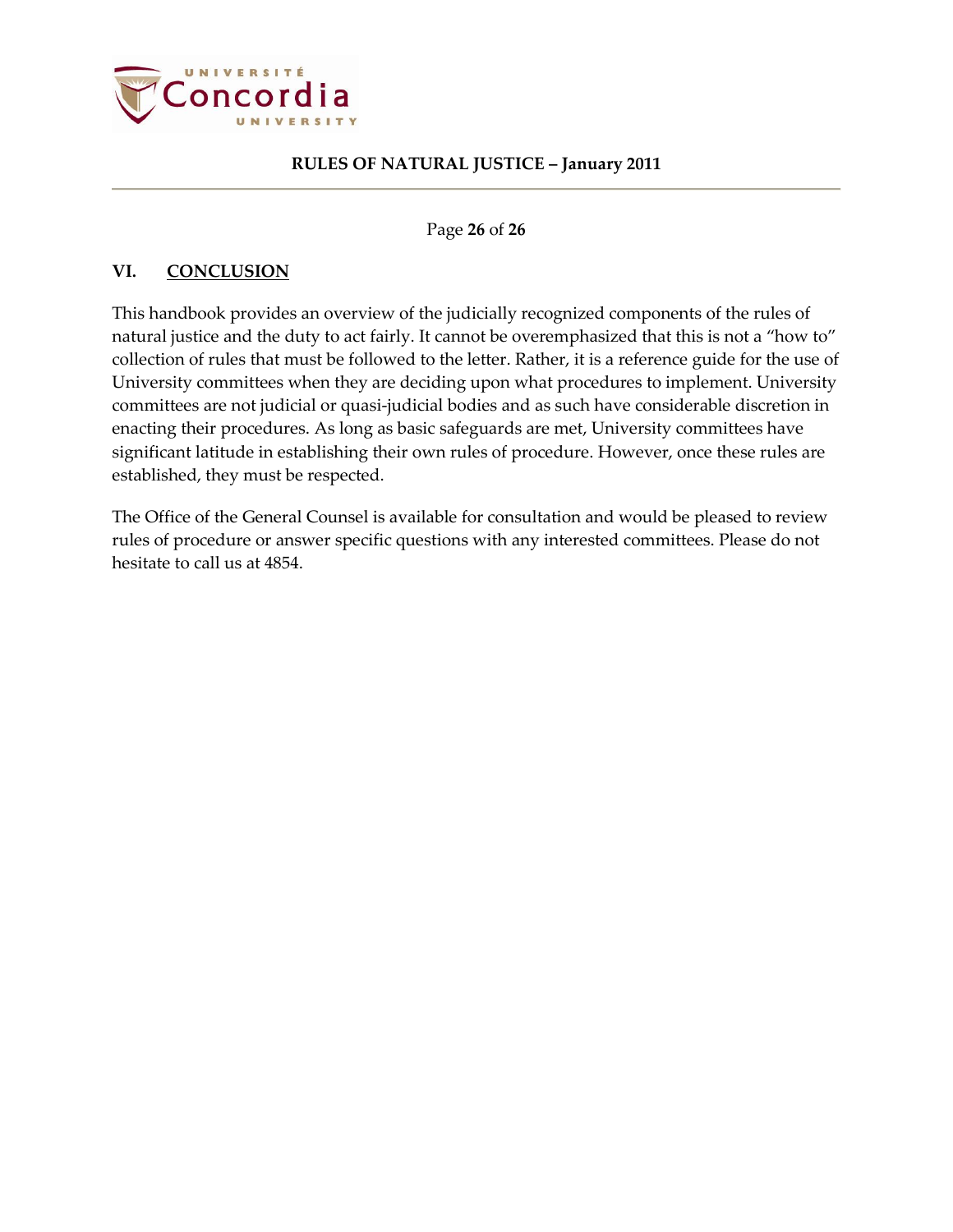## VI. CONCLUSION

This handbook provides an overview of the judicially recognized components of the rules of natural justice and the duty to act fairly. It cannot be overemphasized that this is not a "how to" collection of rules that must be followed to the letter. Rather, it is a reference guide for the use of University committees when they are deciding upon what procedures to implement. University committees are not judicial or quasi-judicial bodies and as such have considerable discretion in enacting their procedures. As long as basic safeguards are met, University committees have significant latitude in establishing their own rules of procedure. However, once these rules are established, they must be respected.

The Office of the General Counsel is available for consultation and would be pleased to review rules of procedure or answer specific questions with any interested committees. Please do not hesitate to call us at 4854.